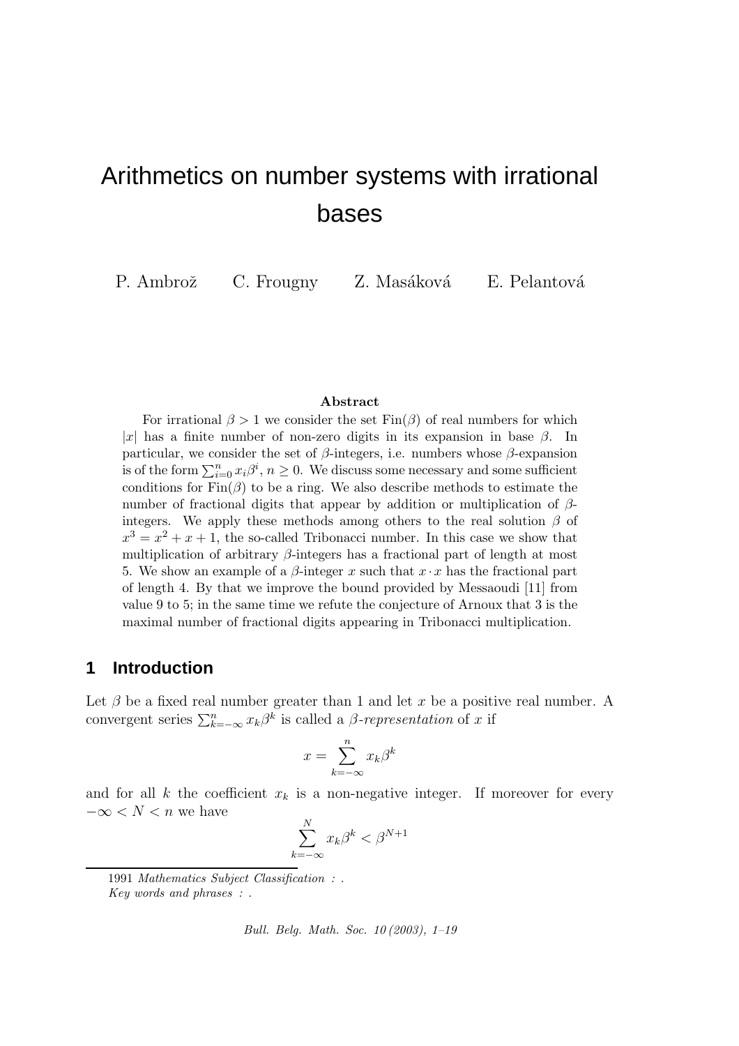# Arithmetics on number systems with irrational bases

P. Ambrož C. Frougny Z. Masáková E. Pelantová

**Abstract**

For irrational $\beta > 1$ we consider the set $\mathrm{Fin}(\beta)$ of real numbers for which $|x|$ has a finite number of non-zero digits in its expansion in base $\beta$. In particular, we consider the set of $\beta$-integers, i.e. numbers whose $\beta$-expansion is of the form $\sum_{i=0}^{n} x_i \beta^i$, $n \geq 0$. We discuss some necessary and some sufficient conditions for $\mathrm{Fin}(\beta)$ to be a ring. We also describe methods to estimate the number of fractional digits that appear by addition or multiplication of $\beta$-integers. We apply these methods among others to the real solution $\beta$ of $x^3 = x^2 + x + 1$, the so-called Tribonacci number. In this case we show that multiplication of arbitrary $\beta$-integers has a fractional part of length at most 5. We show an example of a $\beta$-integer $x$ such that $x \cdot x$ has the fractional part of length 4. By that we improve the bound provided by Messaoudi [11] from value 9 to 5; in the same time we refute the conjecture of Arnoux that 3 is the maximal number of fractional digits appearing in Tribonacci multiplication.

## 1 Introduction

Let $\beta$ be a fixed real number greater than 1 and let $x$ be a positive real number. A convergent series $\sum_{k=-\infty}^{n} x_k \beta^k$ is called a *$\beta$-representation* of $x$ if

$$x = \sum_{k=-\infty}^{n} x_k \beta^k$$

and for all $k$ the coefficient $x_k$ is a non-negative integer. If moreover for every $-\infty < N < n$ we have

$$\sum_{k=-\infty}^{N} x_k \beta^k < \beta^{N+1}$$

1991 *Mathematics Subject Classification* : .
*Key words and phrases* : .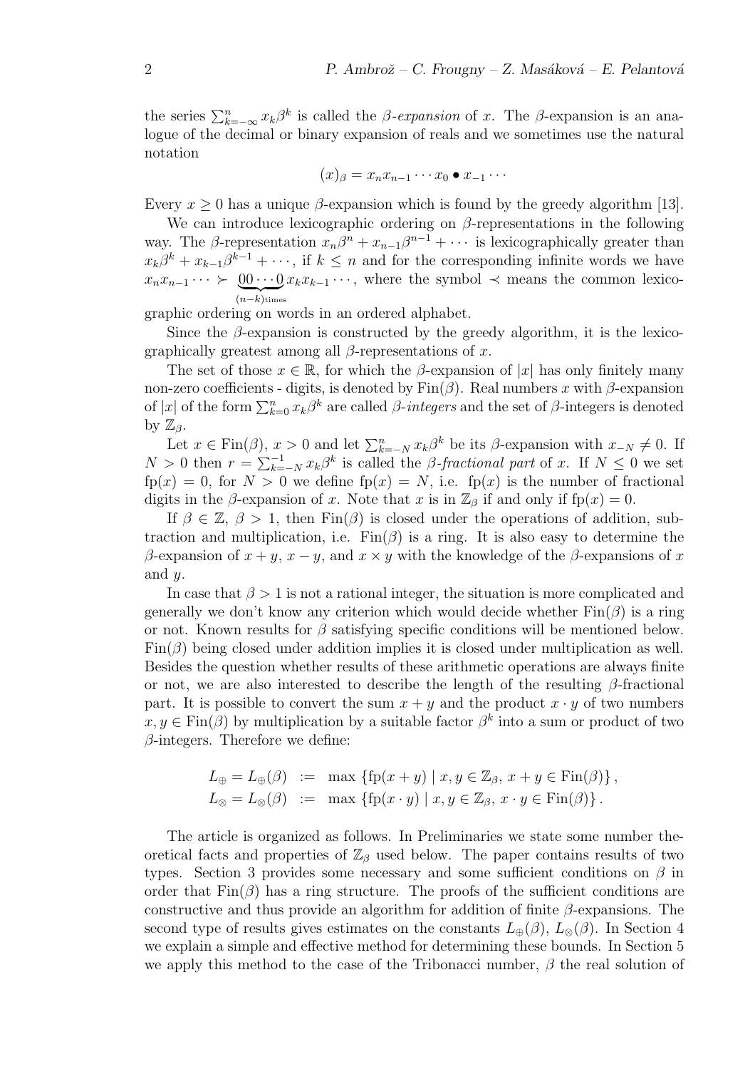the series $\sum_{k=-\infty}^{n} x_k\beta^k$ is called the *β-expansion* of $x$. The $\beta$-expansion is an analogue of the decimal or binary expansion of reals and we sometimes use the natural notation

$$(x)_\beta = x_n x_{n-1}\cdots x_0 \bullet x_{-1}\cdots$$

Every $x \geq 0$ has a unique $\beta$-expansion which is found by the greedy algorithm [13].

We can introduce lexicographic ordering on $\beta$-representations in the following way. The $\beta$-representation $x_n\beta^n + x_{n-1}\beta^{n-1} + \cdots$ is lexicographically greater than $x_k\beta^k + x_{k-1}\beta^{k-1} + \cdots$, if $k \leq n$ and for the corresponding infinite words we have $x_n x_{n-1}\cdots \succ \underbrace{00\cdots0}_{(n-k)\text{times}} x_k x_{k-1}\cdots$, where the symbol $\prec$ means the common lexicographic ordering on words in an ordered alphabet.

Since the $\beta$-expansion is constructed by the greedy algorithm, it is the lexicographically greatest among all $\beta$-representations of $x$.

The set of those $x \in \mathbb{R}$, for which the $\beta$-expansion of $|x|$ has only finitely many non-zero coefficients - digits, is denoted by $\mathrm{Fin}(\beta)$. Real numbers $x$ with $\beta$-expansion of $|x|$ of the form $\sum_{k=0}^{n} x_k\beta^k$ are called *β-integers* and the set of $\beta$-integers is denoted by $\mathbb{Z}_\beta$.

Let $x \in \mathrm{Fin}(\beta)$, $x > 0$ and let $\sum_{k=-N}^{n} x_k\beta^k$ be its $\beta$-expansion with $x_{-N} \neq 0$. If $N > 0$ then $r = \sum_{k=-N}^{-1} x_k\beta^k$ is called the *β-fractional* part of $x$. If $N \leq 0$ we set $\mathrm{fp}(x) = 0$, for $N > 0$ we define $\mathrm{fp}(x) = N$, i.e. $\mathrm{fp}(x)$ is the number of fractional digits in the $\beta$-expansion of $x$. Note that $x$ is in $\mathbb{Z}_\beta$ if and only if $\mathrm{fp}(x) = 0$.

If $\beta \in \mathbb{Z}$, $\beta > 1$, then $\mathrm{Fin}(\beta)$ is closed under the operations of addition, subtraction and multiplication, i.e. $\mathrm{Fin}(\beta)$ is a ring. It is also easy to determine the $\beta$-expansion of $x + y$, $x - y$, and $x \times y$ with the knowledge of the $\beta$-expansions of $x$ and $y$.

In case that $\beta > 1$ is not a rational integer, the situation is more complicated and generally we don't know any criterion which would decide whether $\mathrm{Fin}(\beta)$ is a ring or not. Known results for $\beta$ satisfying specific conditions will be mentioned below. $\mathrm{Fin}(\beta)$ being closed under addition implies it is closed under multiplication as well. Besides the question whether results of these arithmetic operations are always finite or not, we are also interested to describe the length of the resulting $\beta$-fractional part. It is possible to convert the sum $x + y$ and the product $x \cdot y$ of two numbers $x, y \in \mathrm{Fin}(\beta)$ by multiplication by a suitable factor $\beta^k$ into a sum or product of two $\beta$-integers. Therefore we define:

$$\begin{aligned}
L_\oplus = L_\oplus(\beta) &:= \max\left\{\mathrm{fp}(x+y) \mid x, y \in \mathbb{Z}_\beta,\ x+y \in \mathrm{Fin}(\beta)\right\},\\
L_\otimes = L_\otimes(\beta) &:= \max\left\{\mathrm{fp}(x\cdot y) \mid x, y \in \mathbb{Z}_\beta,\ x\cdot y \in \mathrm{Fin}(\beta)\right\}.
\end{aligned}$$

The article is organized as follows. In Preliminaries we state some number theoretical facts and properties of $\mathbb{Z}_\beta$ used below. The paper contains results of two types. Section 3 provides some necessary and some sufficient conditions on $\beta$ in order that $\mathrm{Fin}(\beta)$ has a ring structure. The proofs of the sufficient conditions are constructive and thus provide an algorithm for addition of finite $\beta$-expansions. The second type of results gives estimates on the constants $L_\oplus(\beta)$, $L_\otimes(\beta)$. In Section 4 we explain a simple and effective method for determining these bounds. In Section 5 we apply this method to the case of the Tribonacci number, $\beta$ the real solution of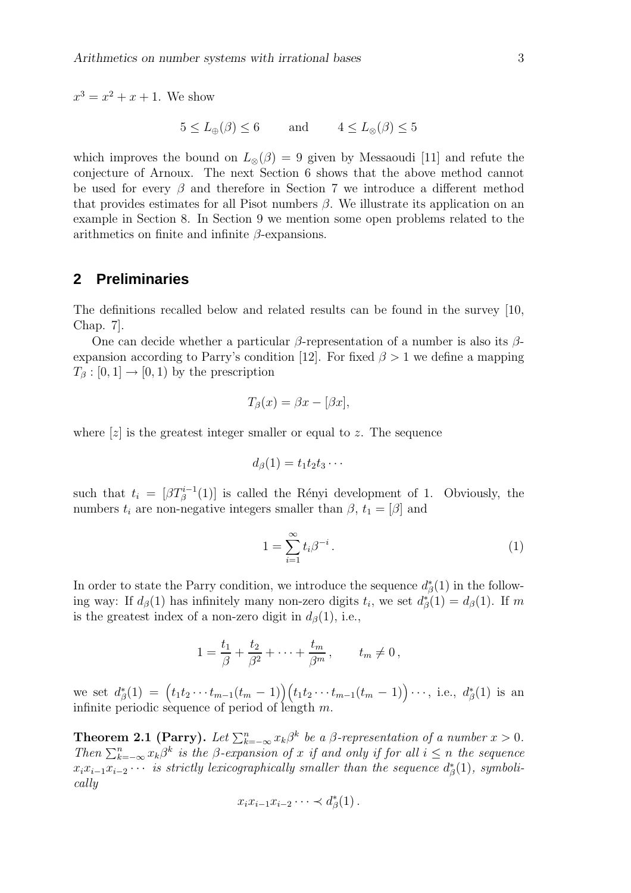$x^3 = x^2 + x + 1$. We show

$$5 \le L_\oplus(\beta) \le 6 \qquad \text{and} \qquad 4 \le L_\otimes(\beta) \le 5$$

which improves the bound on $L_\otimes(\beta) = 9$ given by Messaoudi [11] and refute the conjecture of Arnoux. The next Section 6 shows that the above method cannot be used for every $\beta$ and therefore in Section 7 we introduce a different method that provides estimates for all Pisot numbers $\beta$. We illustrate its application on an example in Section 8. In Section 9 we mention some open problems related to the arithmetics on finite and infinite $\beta$-expansions.

## 2 Preliminaries

The definitions recalled below and related results can be found in the survey [10, Chap. 7].

One can decide whether a particular $\beta$-representation of a number is also its $\beta$-expansion according to Parry's condition [12]. For fixed $\beta > 1$ we define a mapping $T_\beta : [0, 1] \to [0, 1)$ by the prescription

$$T_\beta(x) = \beta x - [\beta x],$$

where $[z]$ is the greatest integer smaller or equal to $z$. The sequence

$$d_\beta(1) = t_1 t_2 t_3 \cdots$$

such that $t_i = [\beta T_\beta^{i-1}(1)]$ is called the Rényi development of 1. Obviously, the numbers $t_i$ are non-negative integers smaller than $\beta$, $t_1 = [\beta]$ and

$$1 = \sum_{i=1}^{\infty} t_i \beta^{-i} \,. \tag{1}$$

In order to state the Parry condition, we introduce the sequence $d^*_\beta(1)$ in the following way: If $d_\beta(1)$ has infinitely many non-zero digits $t_i$, we set $d^*_\beta(1) = d_\beta(1)$. If $m$ is the greatest index of a non-zero digit in $d_\beta(1)$, i.e.,

$$1 = \frac{t_1}{\beta} + \frac{t_2}{\beta^2} + \cdots + \frac{t_m}{\beta^m}\,, \qquad t_m \neq 0\,,$$

we set $d^*_\beta(1) = \Big(t_1 t_2 \cdots t_{m-1}(t_m - 1)\Big)\Big(t_1 t_2 \cdots t_{m-1}(t_m - 1)\Big) \cdots$, i.e., $d^*_\beta(1)$ is an infinite periodic sequence of period of length $m$.

**Theorem 2.1 (Parry).** *Let $\sum_{k=-\infty}^{n} x_k \beta^k$ be a $\beta$-representation of a number $x > 0$. Then $\sum_{k=-\infty}^{n} x_k \beta^k$ is the $\beta$-expansion of $x$ if and only if for all $i \le n$ the sequence $x_i x_{i-1} x_{i-2} \cdots$ is strictly lexicographically smaller than the sequence $d^*_\beta(1)$, symbolically*

$$x_i x_{i-1} x_{i-2} \cdots \prec d^*_\beta(1)\,.$$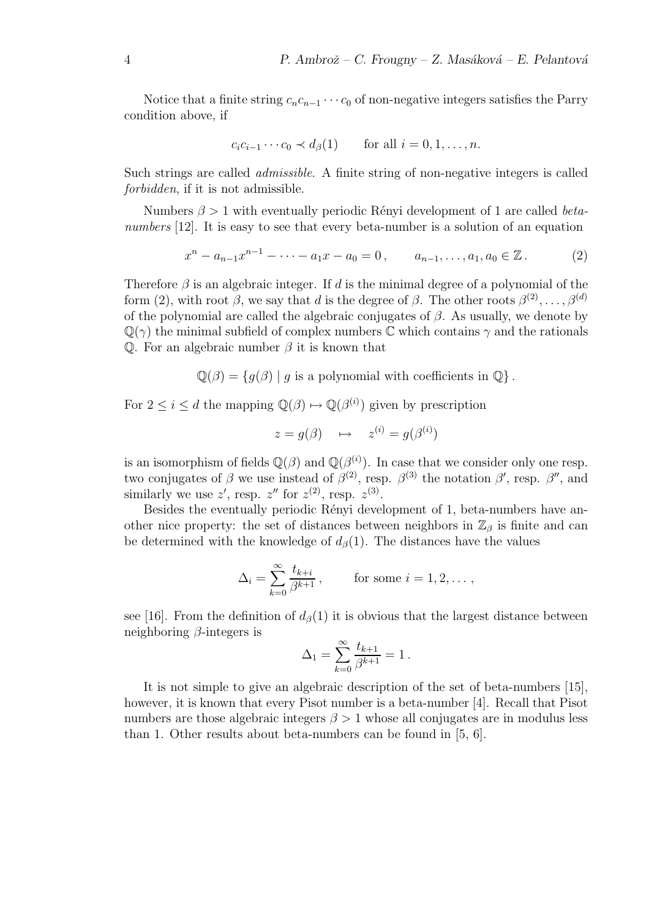Notice that a finite string $c_n c_{n-1} \cdots c_0$ of non-negative integers satisfies the Parry condition above, if

$$c_i c_{i-1} \cdots c_0 \prec d_\beta(1) \qquad \text{for all } i = 0, 1, \ldots, n.$$

Such strings are called *admissible*. A finite string of non-negative integers is called *forbidden*, if it is not admissible.

Numbers $\beta > 1$ with eventually periodic Rényi development of 1 are called *beta-numbers* [12]. It is easy to see that every beta-number is a solution of an equation

$$x^n - a_{n-1}x^{n-1} - \cdots - a_1 x - a_0 = 0\,, \qquad a_{n-1}, \ldots, a_1, a_0 \in \mathbb{Z}\,. \tag{2}$$

Therefore $\beta$ is an algebraic integer. If $d$ is the minimal degree of a polynomial of the form (2), with root $\beta$, we say that $d$ is the degree of $\beta$. The other roots $\beta^{(2)}, \ldots, \beta^{(d)}$ of the polynomial are called the algebraic conjugates of $\beta$. As usually, we denote by $\mathbb{Q}(\gamma)$ the minimal subfield of complex numbers $\mathbb{C}$ which contains $\gamma$ and the rationals $\mathbb{Q}$. For an algebraic number $\beta$ it is known that

$$\mathbb{Q}(\beta) = \{ g(\beta) \mid g \text{ is a polynomial with coefficients in } \mathbb{Q} \}\,.$$

For $2 \leq i \leq d$ the mapping $\mathbb{Q}(\beta) \mapsto \mathbb{Q}(\beta^{(i)})$ given by prescription

$$z = g(\beta) \quad \mapsto \quad z^{(i)} = g(\beta^{(i)})$$

is an isomorphism of fields $\mathbb{Q}(\beta)$ and $\mathbb{Q}(\beta^{(i)})$. In case that we consider only one resp. two conjugates of $\beta$ we use instead of $\beta^{(2)}$, resp. $\beta^{(3)}$ the notation $\beta'$, resp. $\beta''$, and similarly we use $z'$, resp. $z''$ for $z^{(2)}$, resp. $z^{(3)}$.

Besides the eventually periodic Rényi development of 1, beta-numbers have another nice property: the set of distances between neighbors in $\mathbb{Z}_\beta$ is finite and can be determined with the knowledge of $d_\beta(1)$. The distances have the values

$$\Delta_i = \sum_{k=0}^{\infty} \frac{t_{k+i}}{\beta^{k+1}}\,, \qquad \text{for some } i = 1, 2, \ldots\,,$$

see [16]. From the definition of $d_\beta(1)$ it is obvious that the largest distance between neighboring $\beta$-integers is

$$\Delta_1 = \sum_{k=0}^{\infty} \frac{t_{k+1}}{\beta^{k+1}} = 1\,.$$

It is not simple to give an algebraic description of the set of beta-numbers [15], however, it is known that every Pisot number is a beta-number [4]. Recall that Pisot numbers are those algebraic integers $\beta > 1$ whose all conjugates are in modulus less than 1. Other results about beta-numbers can be found in [5, 6].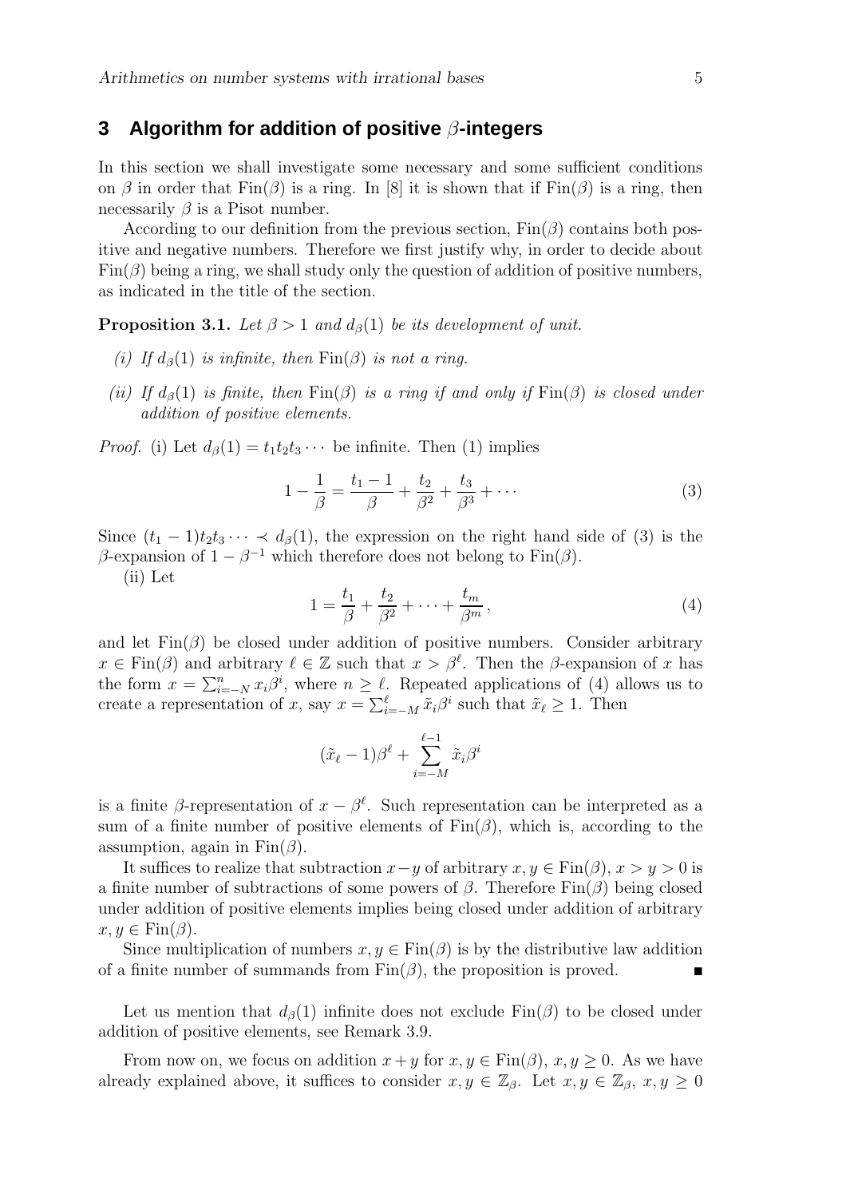## 3 Algorithm for addition of positive $\beta$-integers

In this section we shall investigate some necessary and some sufficient conditions on $\beta$ in order that $\mathrm{Fin}(\beta)$ is a ring. In [8] it is shown that if $\mathrm{Fin}(\beta)$ is a ring, then necessarily $\beta$ is a Pisot number.

According to our definition from the previous section, $\mathrm{Fin}(\beta)$ contains both positive and negative numbers. Therefore we first justify why, in order to decide about $\mathrm{Fin}(\beta)$ being a ring, we shall study only the question of addition of positive numbers, as indicated in the title of the section.

**Proposition 3.1.** *Let $\beta > 1$ and $d_\beta(1)$ be its development of unit.*

- *(i) If $d_\beta(1)$ is infinite, then $\mathrm{Fin}(\beta)$ is not a ring.*
- *(ii) If $d_\beta(1)$ is finite, then $\mathrm{Fin}(\beta)$ is a ring if and only if $\mathrm{Fin}(\beta)$ is closed under addition of positive elements.*

*Proof.* (i) Let $d_\beta(1) = t_1 t_2 t_3 \cdots$ be infinite. Then (1) implies

$$1 - \frac{1}{\beta} = \frac{t_1 - 1}{\beta} + \frac{t_2}{\beta^2} + \frac{t_3}{\beta^3} + \cdots \tag{3}$$

Since $(t_1 - 1)t_2 t_3 \cdots \prec d_\beta(1)$, the expression on the right hand side of (3) is the $\beta$-expansion of $1 - \beta^{-1}$ which therefore does not belong to $\mathrm{Fin}(\beta)$.

(ii) Let

$$1 = \frac{t_1}{\beta} + \frac{t_2}{\beta^2} + \cdots + \frac{t_m}{\beta^m}, \tag{4}$$

and let $\mathrm{Fin}(\beta)$ be closed under addition of positive numbers. Consider arbitrary $x \in \mathrm{Fin}(\beta)$ and arbitrary $\ell \in \mathbb{Z}$ such that $x > \beta^\ell$. Then the $\beta$-expansion of $x$ has the form $x = \sum_{i=-N}^{n} x_i \beta^i$, where $n \geq \ell$. Repeated applications of (4) allows us to create a representation of $x$, say $x = \sum_{i=-M}^{\ell} \tilde{x}_i \beta^i$ such that $\tilde{x}_\ell \geq 1$. Then

$$(\tilde{x}_\ell - 1)\beta^\ell + \sum_{i=-M}^{\ell-1} \tilde{x}_i \beta^i$$

is a finite $\beta$-representation of $x - \beta^\ell$. Such representation can be interpreted as a sum of a finite number of positive elements of $\mathrm{Fin}(\beta)$, which is, according to the assumption, again in $\mathrm{Fin}(\beta)$.

It suffices to realize that subtraction $x - y$ of arbitrary $x, y \in \mathrm{Fin}(\beta)$, $x > y > 0$ is a finite number of subtractions of some powers of $\beta$. Therefore $\mathrm{Fin}(\beta)$ being closed under addition of positive elements implies being closed under addition of arbitrary $x, y \in \mathrm{Fin}(\beta)$.

Since multiplication of numbers $x, y \in \mathrm{Fin}(\beta)$ is by the distributive law addition of a finite number of summands from $\mathrm{Fin}(\beta)$, the proposition is proved. ∎

Let us mention that $d_\beta(1)$ infinite does not exclude $\mathrm{Fin}(\beta)$ to be closed under addition of positive elements, see Remark 3.9.

From now on, we focus on addition $x + y$ for $x, y \in \mathrm{Fin}(\beta)$, $x, y \geq 0$. As we have already explained above, it suffices to consider $x, y \in \mathbb{Z}_\beta$. Let $x, y \in \mathbb{Z}_\beta$, $x, y \geq 0$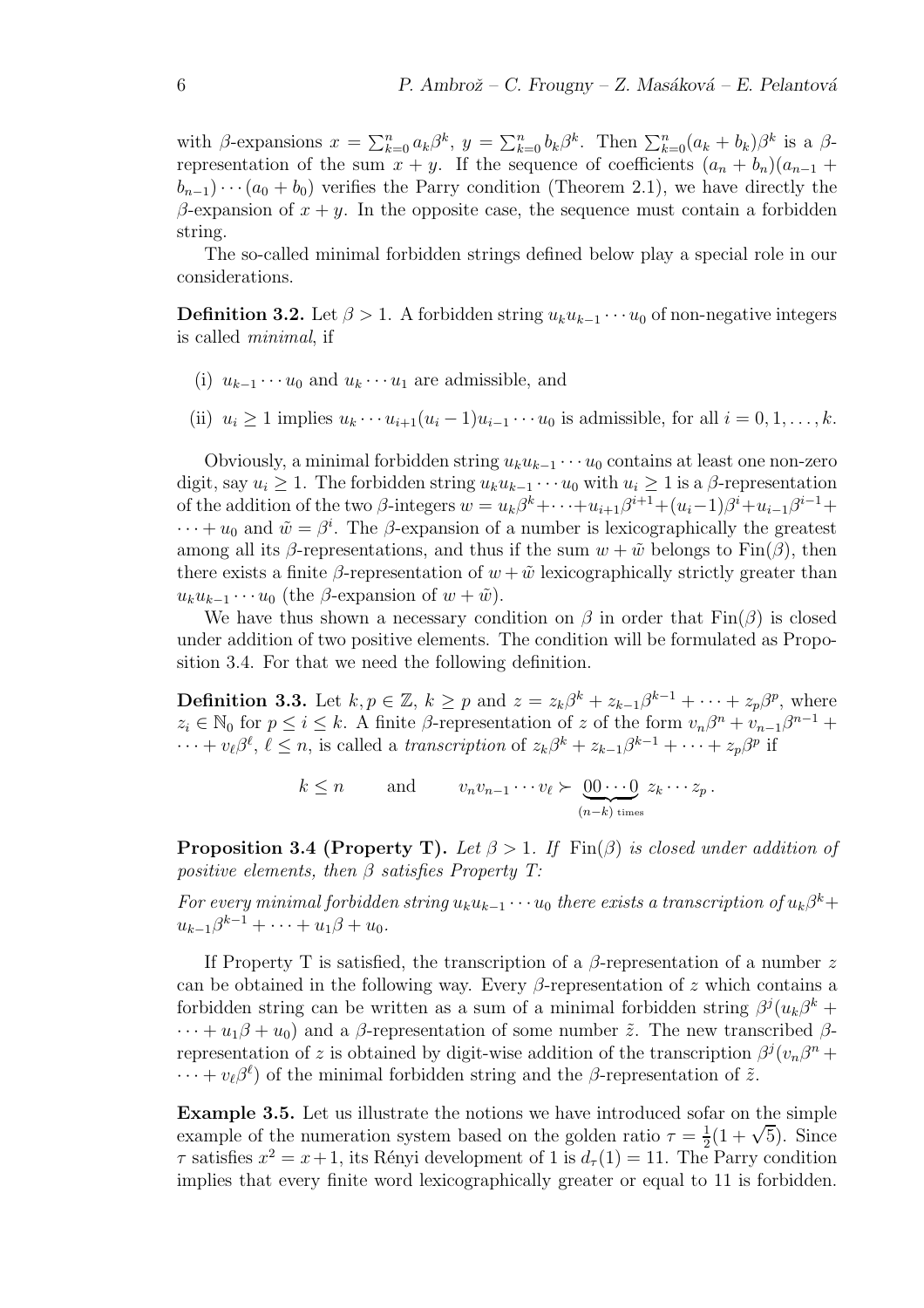with $\beta$-expansions $x = \sum_{k=0}^{n} a_k\beta^k$, $y = \sum_{k=0}^{n} b_k\beta^k$. Then $\sum_{k=0}^{n}(a_k + b_k)\beta^k$ is a $\beta$-representation of the sum $x + y$. If the sequence of coefficients $(a_n + b_n)(a_{n-1} + b_{n-1})\cdots(a_0 + b_0)$ verifies the Parry condition (Theorem 2.1), we have directly the $\beta$-expansion of $x + y$. In the opposite case, the sequence must contain a forbidden string.

The so-called minimal forbidden strings defined below play a special role in our considerations.

**Definition 3.2.** Let $\beta > 1$. A forbidden string $u_k u_{k-1}\cdots u_0$ of non-negative integers is called *minimal*, if

(i) $u_{k-1}\cdots u_0$ and $u_k\cdots u_1$ are admissible, and

(ii) $u_i \geq 1$ implies $u_k\cdots u_{i+1}(u_i - 1)u_{i-1}\cdots u_0$ is admissible, for all $i = 0, 1, \ldots, k$.

Obviously, a minimal forbidden string $u_k u_{k-1}\cdots u_0$ contains at least one non-zero digit, say $u_i \geq 1$. The forbidden string $u_k u_{k-1}\cdots u_0$ with $u_i \geq 1$ is a $\beta$-representation of the addition of the two $\beta$-integers $w = u_k\beta^k + \cdots + u_{i+1}\beta^{i+1} + (u_i - 1)\beta^i + u_{i-1}\beta^{i-1} + \cdots + u_0$ and $\tilde{w} = \beta^i$. The $\beta$-expansion of a number is lexicographically the greatest among all its $\beta$-representations, and thus if the sum $w + \tilde{w}$ belongs to $\mathrm{Fin}(\beta)$, then there exists a finite $\beta$-representation of $w + \tilde{w}$ lexicographically strictly greater than $u_k u_{k-1}\cdots u_0$ (the $\beta$-expansion of $w + \tilde{w}$).

We have thus shown a necessary condition on $\beta$ in order that $\mathrm{Fin}(\beta)$ is closed under addition of two positive elements. The condition will be formulated as Proposition 3.4. For that we need the following definition.

**Definition 3.3.** Let $k, p \in \mathbb{Z}$, $k \geq p$ and $z = z_k\beta^k + z_{k-1}\beta^{k-1} + \cdots + z_p\beta^p$, where $z_i \in \mathbb{N}_0$ for $p \leq i \leq k$. A finite $\beta$-representation of $z$ of the form $v_n\beta^n + v_{n-1}\beta^{n-1} + \cdots + v_\ell\beta^\ell$, $\ell \leq n$, is called a *transcription* of $z_k\beta^k + z_{k-1}\beta^{k-1} + \cdots + z_p\beta^p$ if

$$k \leq n \qquad \text{and} \qquad v_n v_{n-1}\cdots v_\ell \succ \underbrace{00\cdots 0}_{(n-k)\ \text{times}}\, z_k\cdots z_p\,.$$

**Proposition 3.4 (Property T).** *Let $\beta > 1$. If $\mathrm{Fin}(\beta)$ is closed under addition of positive elements, then $\beta$ satisfies Property T:*

*For every minimal forbidden string $u_k u_{k-1}\cdots u_0$ there exists a transcription of $u_k\beta^k + u_{k-1}\beta^{k-1} + \cdots + u_1\beta + u_0$.*

If Property T is satisfied, the transcription of a $\beta$-representation of a number $z$ can be obtained in the following way. Every $\beta$-representation of $z$ which contains a forbidden string can be written as a sum of a minimal forbidden string $\beta^j(u_k\beta^k + \cdots + u_1\beta + u_0)$ and a $\beta$-representation of some number $\tilde{z}$. The new transcribed $\beta$-representation of $z$ is obtained by digit-wise addition of the transcription $\beta^j(v_n\beta^n + \cdots + v_\ell\beta^\ell)$ of the minimal forbidden string and the $\beta$-representation of $\tilde{z}$.

**Example 3.5.** Let us illustrate the notions we have introduced sofar on the simple example of the numeration system based on the golden ratio $\tau = \frac{1}{2}(1 + \sqrt{5})$. Since $\tau$ satisfies $x^2 = x + 1$, its Rényi development of 1 is $d_\tau(1) = 11$. The Parry condition implies that every finite word lexicographically greater or equal to 11 is forbidden.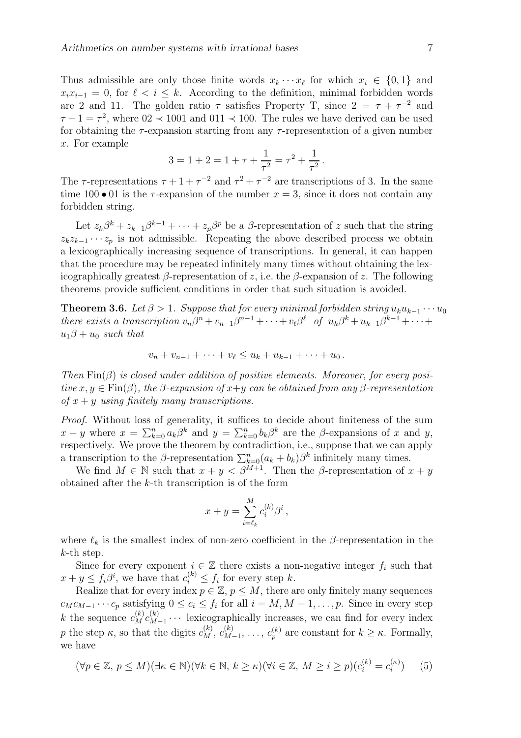Thus admissible are only those finite words $x_k \cdots x_\ell$ for which $x_i \in \{0,1\}$ and $x_i x_{i-1} = 0$, for $\ell < i \le k$. According to the definition, minimal forbidden words are 2 and 11. The golden ratio $\tau$ satisfies Property T, since $2 = \tau + \tau^{-2}$ and $\tau + 1 = \tau^2$, where $02 \prec 1001$ and $011 \prec 100$. The rules we have derived can be used for obtaining the $\tau$-expansion starting from any $\tau$-representation of a given number $x$. For example

$$3 = 1 + 2 = 1 + \tau + \frac{1}{\tau^2} = \tau^2 + \frac{1}{\tau^2}\,.$$

The $\tau$-representations $\tau + 1 + \tau^{-2}$ and $\tau^2 + \tau^{-2}$ are transcriptions of 3. In the same time $100 \bullet 01$ is the $\tau$-expansion of the number $x = 3$, since it does not contain any forbidden string.

Let $z_k\beta^k + z_{k-1}\beta^{k-1} + \cdots + z_p\beta^p$ be a $\beta$-representation of $z$ such that the string $z_k z_{k-1} \cdots z_p$ is not admissible. Repeating the above described process we obtain a lexicographically increasing sequence of transcriptions. In general, it can happen that the procedure may be repeated infinitely many times without obtaining the lexicographically greatest $\beta$-representation of $z$, i.e. the $\beta$-expansion of $z$. The following theorems provide sufficient conditions in order that such situation is avoided.

**Theorem 3.6.** *Let $\beta > 1$. Suppose that for every minimal forbidden string $u_k u_{k-1} \cdots u_0$ there exists a transcription $v_n\beta^n + v_{n-1}\beta^{n-1} + \cdots + v_\ell\beta^\ell$ of $u_k\beta^k + u_{k-1}\beta^{k-1} + \cdots + u_1\beta + u_0$ such that*

$$v_n + v_{n-1} + \cdots + v_\ell \le u_k + u_{k-1} + \cdots + u_0\,.$$

*Then $\mathrm{Fin}(\beta)$ is closed under addition of positive elements. Moreover, for every positive $x, y \in \mathrm{Fin}(\beta)$, the $\beta$-expansion of $x+y$ can be obtained from any $\beta$-representation of $x+y$ using finitely many transcriptions.*

*Proof.* Without loss of generality, it suffices to decide about finiteness of the sum $x + y$ where $x = \sum_{k=0}^{n} a_k\beta^k$ and $y = \sum_{k=0}^{n} b_k\beta^k$ are the $\beta$-expansions of $x$ and $y$, respectively. We prove the theorem by contradiction, i.e., suppose that we can apply a transcription to the $\beta$-representation $\sum_{k=0}^{n}(a_k + b_k)\beta^k$ infinitely many times.

We find $M \in \mathbb{N}$ such that $x + y < \beta^{M+1}$. Then the $\beta$-representation of $x + y$ obtained after the $k$-th transcription is of the form

$$x + y = \sum_{i=\ell_k}^{M} c_i^{(k)}\beta^i\,,$$

where $\ell_k$ is the smallest index of non-zero coefficient in the $\beta$-representation in the $k$-th step.

Since for every exponent $i \in \mathbb{Z}$ there exists a non-negative integer $f_i$ such that $x + y \le f_i\beta^i$, we have that $c_i^{(k)} \le f_i$ for every step $k$.

Realize that for every index $p \in \mathbb{Z}$, $p \le M$, there are only finitely many sequences $c_M c_{M-1} \cdots c_p$ satisfying $0 \le c_i \le f_i$ for all $i = M, M-1, \ldots, p$. Since in every step $k$ the sequence $c_M^{(k)} c_{M-1}^{(k)} \cdots$ lexicographically increases, we can find for every index $p$ the step $\kappa$, so that the digits $c_M^{(k)}, c_{M-1}^{(k)}, \ldots, c_p^{(k)}$ are constant for $k \ge \kappa$. Formally, we have

$$(\forall p \in \mathbb{Z},\, p \le M)(\exists \kappa \in \mathbb{N})(\forall k \in \mathbb{N},\, k \ge \kappa)(\forall i \in \mathbb{Z},\, M \ge i \ge p)(c_i^{(k)} = c_i^{(\kappa)}) \qquad (5)$$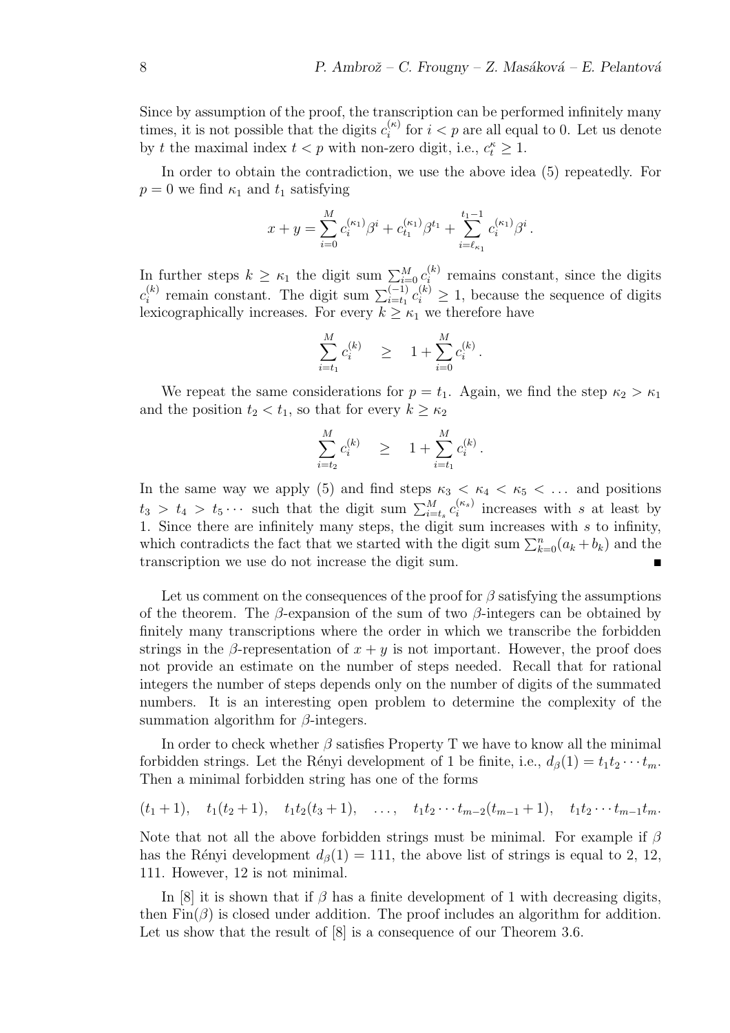Since by assumption of the proof, the transcription can be performed infinitely many times, it is not possible that the digits $c_i^{(\kappa)}$ for $i < p$ are all equal to 0. Let us denote by $t$ the maximal index $t < p$ with non-zero digit, i.e., $c_t^{\kappa} \geq 1$.

In order to obtain the contradiction, we use the above idea (5) repeatedly. For $p = 0$ we find $\kappa_1$ and $t_1$ satisfying

$$x + y = \sum_{i=0}^{M} c_i^{(\kappa_1)} \beta^i + c_{t_1}^{(\kappa_1)} \beta^{t_1} + \sum_{i=\ell_{\kappa_1}}^{t_1 - 1} c_i^{(\kappa_1)} \beta^i .$$

In further steps $k \geq \kappa_1$ the digit sum $\sum_{i=0}^{M} c_i^{(k)}$ remains constant, since the digits $c_i^{(k)}$ remain constant. The digit sum $\sum_{i=t_1}^{(-1)} c_i^{(k)} \geq 1$, because the sequence of digits lexicographically increases. For every $k \geq \kappa_1$ we therefore have

$$\sum_{i=t_1}^{M} c_i^{(k)} \quad \geq \quad 1 + \sum_{i=0}^{M} c_i^{(k)} .$$

We repeat the same considerations for $p = t_1$. Again, we find the step $\kappa_2 > \kappa_1$ and the position $t_2 < t_1$, so that for every $k \geq \kappa_2$

$$\sum_{i=t_2}^{M} c_i^{(k)} \quad \geq \quad 1 + \sum_{i=t_1}^{M} c_i^{(k)} .$$

In the same way we apply (5) and find steps $\kappa_3 < \kappa_4 < \kappa_5 < \dots$ and positions $t_3 > t_4 > t_5 \cdots$ such that the digit sum $\sum_{i=t_s}^{M} c_i^{(\kappa_s)}$ increases with $s$ at least by 1. Since there are infinitely many steps, the digit sum increases with $s$ to infinity, which contradicts the fact that we started with the digit sum $\sum_{k=0}^{n}(a_k + b_k)$ and the transcription we use do not increase the digit sum. ∎

Let us comment on the consequences of the proof for $\beta$ satisfying the assumptions of the theorem. The $\beta$-expansion of the sum of two $\beta$-integers can be obtained by finitely many transcriptions where the order in which we transcribe the forbidden strings in the $\beta$-representation of $x + y$ is not important. However, the proof does not provide an estimate on the number of steps needed. Recall that for rational integers the number of steps depends only on the number of digits of the summated numbers. It is an interesting open problem to determine the complexity of the summation algorithm for $\beta$-integers.

In order to check whether $\beta$ satisfies Property T we have to know all the minimal forbidden strings. Let the Rényi development of 1 be finite, i.e., $d_\beta(1) = t_1 t_2 \cdots t_m$. Then a minimal forbidden string has one of the forms

$$(t_1 + 1), \quad t_1(t_2 + 1), \quad t_1 t_2 (t_3 + 1), \quad \dots, \quad t_1 t_2 \cdots t_{m-2}(t_{m-1} + 1), \quad t_1 t_2 \cdots t_{m-1} t_m .$$

Note that not all the above forbidden strings must be minimal. For example if $\beta$ has the Rényi development $d_\beta(1) = 111$, the above list of strings is equal to 2, 12, 111. However, 12 is not minimal.

In [8] it is shown that if $\beta$ has a finite development of 1 with decreasing digits, then $\mathrm{Fin}(\beta)$ is closed under addition. The proof includes an algorithm for addition. Let us show that the result of [8] is a consequence of our Theorem 3.6.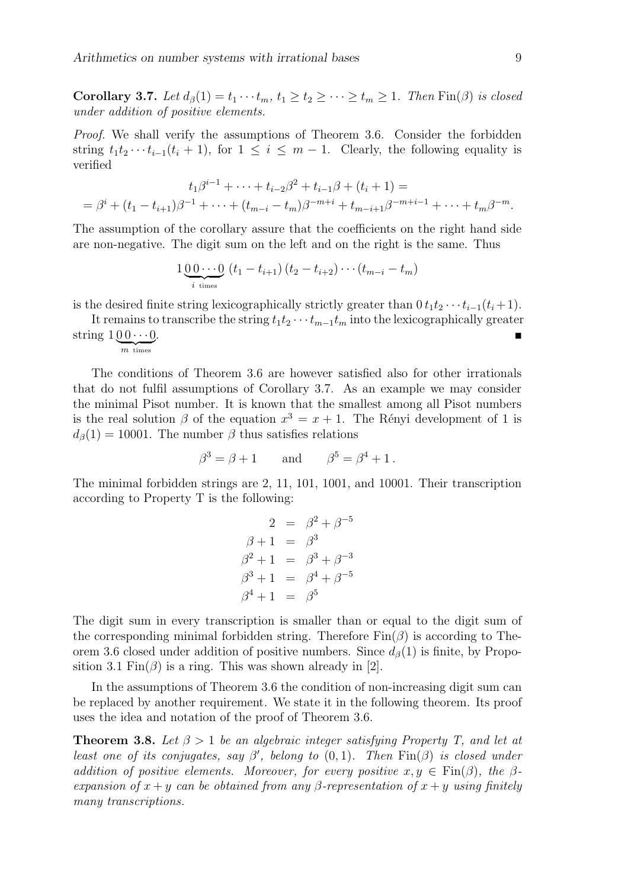**Corollary 3.7.** *Let $d_\beta(1) = t_1 \cdots t_m$, $t_1 \geq t_2 \geq \cdots \geq t_m \geq 1$. Then $\mathrm{Fin}(\beta)$ is closed under addition of positive elements.*

*Proof.* We shall verify the assumptions of Theorem 3.6. Consider the forbidden string $t_1 t_2 \cdots t_{i-1}(t_i + 1)$, for $1 \leq i \leq m-1$. Clearly, the following equality is verified

$$
\begin{aligned}
& t_1\beta^{i-1} + \cdots + t_{i-2}\beta^2 + t_{i-1}\beta + (t_i + 1) = \\
= \beta^i + (t_1 - t_{i+1})\beta^{-1} + \cdots &+ (t_{m-i} - t_m)\beta^{-m+i} + t_{m-i+1}\beta^{-m+i-1} + \cdots + t_m\beta^{-m}.
\end{aligned}
$$

The assumption of the corollary assure that the coefficients on the right hand side are non-negative. The digit sum on the left and on the right is the same. Thus

$$
1\underbrace{0\,0\cdots 0}_{i \text{ times}}\,(t_1 - t_{i+1})\,(t_2 - t_{i+2})\cdots(t_{m-i} - t_m)
$$

is the desired finite string lexicographically strictly greater than $0\,t_1 t_2 \cdots t_{i-1}(t_i+1)$.

It remains to transcribe the string $t_1 t_2 \cdots t_{m-1} t_m$ into the lexicographically greater string $1\underbrace{0\,0\cdots 0}_{m \text{ times}}$. ∎

The conditions of Theorem 3.6 are however satisfied also for other irrationals that do not fulfil assumptions of Corollary 3.7. As an example we may consider the minimal Pisot number. It is known that the smallest among all Pisot numbers is the real solution $\beta$ of the equation $x^3 = x + 1$. The Rényi development of 1 is $d_\beta(1) = 10001$. The number $\beta$ thus satisfies relations

$$
\beta^3 = \beta + 1 \qquad \text{and} \qquad \beta^5 = \beta^4 + 1\,.
$$

The minimal forbidden strings are 2, 11, 101, 1001, and 10001. Their transcription according to Property T is the following:

$$
\begin{aligned}
2 &= \beta^2 + \beta^{-5} \\
\beta + 1 &= \beta^3 \\
\beta^2 + 1 &= \beta^3 + \beta^{-3} \\
\beta^3 + 1 &= \beta^4 + \beta^{-5} \\
\beta^4 + 1 &= \beta^5
\end{aligned}
$$

The digit sum in every transcription is smaller than or equal to the digit sum of the corresponding minimal forbidden string. Therefore $\mathrm{Fin}(\beta)$ is according to Theorem 3.6 closed under addition of positive numbers. Since $d_\beta(1)$ is finite, by Proposition 3.1 $\mathrm{Fin}(\beta)$ is a ring. This was shown already in [2].

In the assumptions of Theorem 3.6 the condition of non-increasing digit sum can be replaced by another requirement. We state it in the following theorem. Its proof uses the idea and notation of the proof of Theorem 3.6.

**Theorem 3.8.** *Let $\beta > 1$ be an algebraic integer satisfying Property T, and let at least one of its conjugates, say $\beta'$, belong to $(0, 1)$. Then $\mathrm{Fin}(\beta)$ is closed under addition of positive elements. Moreover, for every positive $x, y \in \mathrm{Fin}(\beta)$, the $\beta$-expansion of $x + y$ can be obtained from any $\beta$-representation of $x + y$ using finitely many transcriptions.*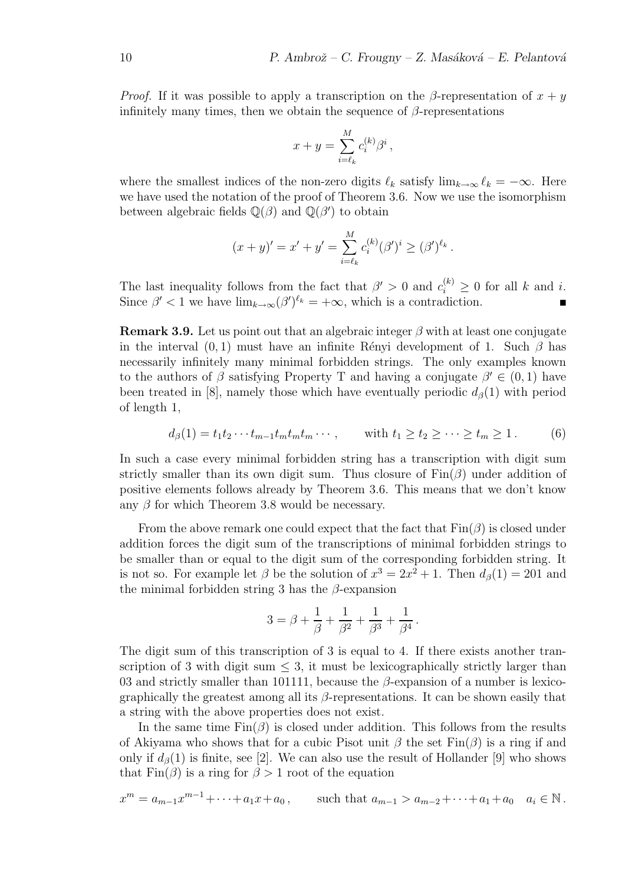*Proof.* If it was possible to apply a transcription on the $\beta$-representation of $x + y$ infinitely many times, then we obtain the sequence of $\beta$-representations

$$x + y = \sum_{i=\ell_k}^{M} c_i^{(k)} \beta^i ,$$

where the smallest indices of the non-zero digits $\ell_k$ satisfy $\lim_{k\to\infty} \ell_k = -\infty$. Here we have used the notation of the proof of Theorem 3.6. Now we use the isomorphism between algebraic fields $\mathbb{Q}(\beta)$ and $\mathbb{Q}(\beta')$ to obtain

$$(x + y)' = x' + y' = \sum_{i=\ell_k}^{M} c_i^{(k)} (\beta')^i \geq (\beta')^{\ell_k} .$$

The last inequality follows from the fact that $\beta' > 0$ and $c_i^{(k)} \geq 0$ for all $k$ and $i$. Since $\beta' < 1$ we have $\lim_{k\to\infty} (\beta')^{\ell_k} = +\infty$, which is a contradiction. ∎

**Remark 3.9.** Let us point out that an algebraic integer $\beta$ with at least one conjugate in the interval $(0, 1)$ must have an infinite Rényi development of 1. Such $\beta$ has necessarily infinitely many minimal forbidden strings. The only examples known to the authors of $\beta$ satisfying Property T and having a conjugate $\beta' \in (0, 1)$ have been treated in [8], namely those which have eventually periodic $d_\beta(1)$ with period of length 1,

$$d_\beta(1) = t_1 t_2 \cdots t_{m-1} t_m t_m t_m \cdots , \qquad \text{with } t_1 \geq t_2 \geq \cdots \geq t_m \geq 1 . \tag{6}$$

In such a case every minimal forbidden string has a transcription with digit sum strictly smaller than its own digit sum. Thus closure of $\mathrm{Fin}(\beta)$ under addition of positive elements follows already by Theorem 3.6. This means that we don't know any $\beta$ for which Theorem 3.8 would be necessary.

From the above remark one could expect that the fact that $\mathrm{Fin}(\beta)$ is closed under addition forces the digit sum of the transcriptions of minimal forbidden strings to be smaller than or equal to the digit sum of the corresponding forbidden string. It is not so. For example let $\beta$ be the solution of $x^3 = 2x^2 + 1$. Then $d_\beta(1) = 201$ and the minimal forbidden string 3 has the $\beta$-expansion

$$3 = \beta + \frac{1}{\beta} + \frac{1}{\beta^2} + \frac{1}{\beta^3} + \frac{1}{\beta^4} .$$

The digit sum of this transcription of 3 is equal to 4. If there exists another transcription of 3 with digit sum $\leq 3$, it must be lexicographically strictly larger than 03 and strictly smaller than 101111, because the $\beta$-expansion of a number is lexicographically the greatest among all its $\beta$-representations. It can be shown easily that a string with the above properties does not exist.

In the same time $\mathrm{Fin}(\beta)$ is closed under addition. This follows from the results of Akiyama who shows that for a cubic Pisot unit $\beta$ the set $\mathrm{Fin}(\beta)$ is a ring if and only if $d_\beta(1)$ is finite, see [2]. We can also use the result of Hollander [9] who shows that $\mathrm{Fin}(\beta)$ is a ring for $\beta > 1$ root of the equation

$$x^m = a_{m-1}x^{m-1} + \cdots + a_1 x + a_0 , \qquad \text{such that } a_{m-1} > a_{m-2} + \cdots + a_1 + a_0 \quad a_i \in \mathbb{N} .$$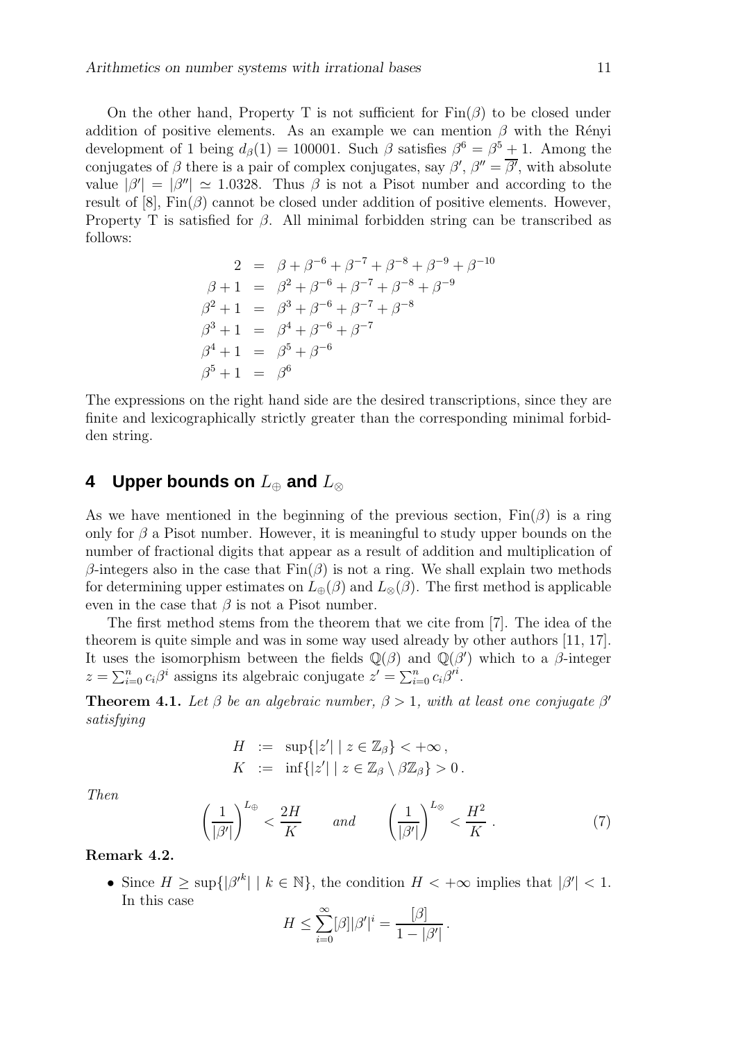On the other hand, Property T is not sufficient for $\mathrm{Fin}(\beta)$ to be closed under addition of positive elements. As an example we can mention $\beta$ with the Rényi development of 1 being $d_\beta(1) = 100001$. Such $\beta$ satisfies $\beta^6 = \beta^5 + 1$. Among the conjugates of $\beta$ there is a pair of complex conjugates, say $\beta'$, $\beta'' = \overline{\beta'}$, with absolute value $|\beta'| = |\beta''| \simeq 1.0328$. Thus $\beta$ is not a Pisot number and according to the result of [8], $\mathrm{Fin}(\beta)$ cannot be closed under addition of positive elements. However, Property T is satisfied for $\beta$. All minimal forbidden string can be transcribed as follows:

$$
\begin{aligned}
2 &= \beta + \beta^{-6} + \beta^{-7} + \beta^{-8} + \beta^{-9} + \beta^{-10} \\
\beta + 1 &= \beta^2 + \beta^{-6} + \beta^{-7} + \beta^{-8} + \beta^{-9} \\
\beta^2 + 1 &= \beta^3 + \beta^{-6} + \beta^{-7} + \beta^{-8} \\
\beta^3 + 1 &= \beta^4 + \beta^{-6} + \beta^{-7} \\
\beta^4 + 1 &= \beta^5 + \beta^{-6} \\
\beta^5 + 1 &= \beta^6
\end{aligned}
$$

The expressions on the right hand side are the desired transcriptions, since they are finite and lexicographically strictly greater than the corresponding minimal forbidden string.

## 4 Upper bounds on $L_\oplus$ and $L_\otimes$

As we have mentioned in the beginning of the previous section, $\mathrm{Fin}(\beta)$ is a ring only for $\beta$ a Pisot number. However, it is meaningful to study upper bounds on the number of fractional digits that appear as a result of addition and multiplication of $\beta$-integers also in the case that $\mathrm{Fin}(\beta)$ is not a ring. We shall explain two methods for determining upper estimates on $L_\oplus(\beta)$ and $L_\otimes(\beta)$. The first method is applicable even in the case that $\beta$ is not a Pisot number.

The first method stems from the theorem that we cite from [7]. The idea of the theorem is quite simple and was in some way used already by other authors [11, 17]. It uses the isomorphism between the fields $\mathbb{Q}(\beta)$ and $\mathbb{Q}(\beta')$ which to a $\beta$-integer $z = \sum_{i=0}^{n} c_i \beta^i$ assigns its algebraic conjugate $z' = \sum_{i=0}^{n} c_i \beta'^i$.

**Theorem 4.1.** *Let $\beta$ be an algebraic number, $\beta > 1$, with at least one conjugate $\beta'$ satisfying*

$$
\begin{aligned}
H &:= \sup\{|z'| \mid z \in \mathbb{Z}_\beta\} < +\infty \,, \\
K &:= \inf\{|z'| \mid z \in \mathbb{Z}_\beta \setminus \beta\mathbb{Z}_\beta\} > 0 \,.
\end{aligned}
$$

*Then*

$$
\left(\frac{1}{|\beta'|}\right)^{L_\oplus} < \frac{2H}{K} \qquad \text{and} \qquad \left(\frac{1}{|\beta'|}\right)^{L_\otimes} < \frac{H^2}{K} \,. \tag{7}
$$

**Remark 4.2.**

- Since $H \geq \sup\{|\beta'^k| \mid k \in \mathbb{N}\}$, the condition $H < +\infty$ implies that $|\beta'| < 1$. In this case

$$
H \leq \sum_{i=0}^{\infty} [\beta] |\beta'|^i = \frac{[\beta]}{1 - |\beta'|} \,.
$$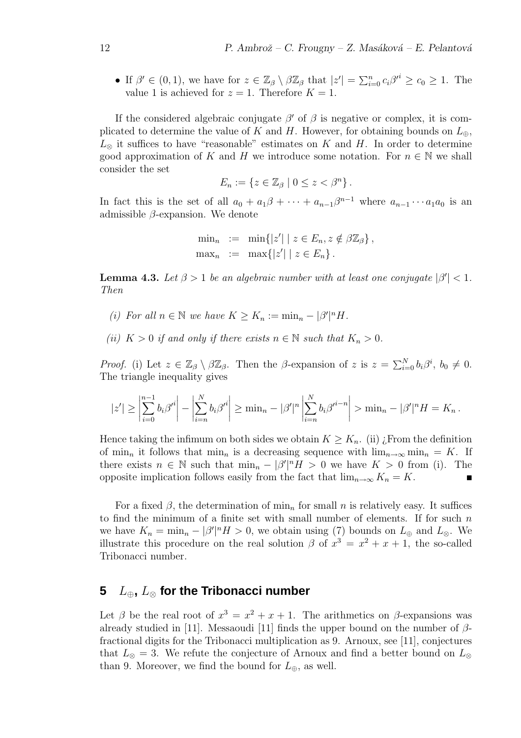- If $\beta' \in (0,1)$, we have for $z \in \mathbb{Z}_\beta \setminus \beta\mathbb{Z}_\beta$ that $|z'| = \sum_{i=0}^{n} c_i {\beta'}^i \geq c_0 \geq 1$. The value 1 is achieved for $z = 1$. Therefore $K = 1$.

If the considered algebraic conjugate $\beta'$ of $\beta$ is negative or complex, it is complicated to determine the value of $K$ and $H$. However, for obtaining bounds on $L_\oplus$, $L_\otimes$ it suffices to have "reasonable" estimates on $K$ and $H$. In order to determine good approximation of $K$ and $H$ we introduce some notation. For $n \in \mathbb{N}$ we shall consider the set

$$E_n := \{z \in \mathbb{Z}_\beta \mid 0 \leq z < \beta^n\}.$$

In fact this is the set of all $a_0 + a_1\beta + \cdots + a_{n-1}\beta^{n-1}$ where $a_{n-1}\cdots a_1 a_0$ is an admissible $\beta$-expansion. We denote

$$\begin{aligned}
\min{}_n &:= \min\{|z'| \mid z \in E_n, z \notin \beta\mathbb{Z}_\beta\}, \\
\max{}_n &:= \max\{|z'| \mid z \in E_n\}.
\end{aligned}$$

**Lemma 4.3.** *Let $\beta > 1$ be an algebraic number with at least one conjugate $|\beta'| < 1$. Then*

*(i) For all $n \in \mathbb{N}$ we have $K \geq K_n := \min_n - |\beta'|^n H$.*

*(ii) $K > 0$ if and only if there exists $n \in \mathbb{N}$ such that $K_n > 0$.*

*Proof.* (i) Let $z \in \mathbb{Z}_\beta \setminus \beta\mathbb{Z}_\beta$. Then the $\beta$-expansion of $z$ is $z = \sum_{i=0}^{N} b_i\beta^i$, $b_0 \neq 0$. The triangle inequality gives

$$|z'| \geq \left|\sum_{i=0}^{n-1} b_i {\beta'}^i\right| - \left|\sum_{i=n}^{N} b_i {\beta'}^i\right| \geq \min{}_n - |\beta'|^n \left|\sum_{i=n}^{N} b_i {\beta'}^{i-n}\right| > \min{}_n - |\beta'|^n H = K_n.$$

Hence taking the infimum on both sides we obtain $K \geq K_n$. (ii) ¿From the definition of $\min_n$ it follows that $\min_n$ is a decreasing sequence with $\lim_{n\to\infty} \min_n = K$. If there exists $n \in \mathbb{N}$ such that $\min_n - |\beta'|^n H > 0$ we have $K > 0$ from (i). The opposite implication follows easily from the fact that $\lim_{n\to\infty} K_n = K$. ∎

For a fixed $\beta$, the determination of $\min_n$ for small $n$ is relatively easy. It suffices to find the minimum of a finite set with small number of elements. If for such $n$ we have $K_n = \min_n - |\beta'|^n H > 0$, we obtain using (7) bounds on $L_\oplus$ and $L_\otimes$. We illustrate this procedure on the real solution $\beta$ of $x^3 = x^2 + x + 1$, the so-called Tribonacci number.

## 5 $L_\oplus$, $L_\otimes$ for the Tribonacci number

Let $\beta$ be the real root of $x^3 = x^2 + x + 1$. The arithmetics on $\beta$-expansions was already studied in [11]. Messaoudi [11] finds the upper bound on the number of $\beta$-fractional digits for the Tribonacci multiplication as 9. Arnoux, see [11], conjectures that $L_\otimes = 3$. We refute the conjecture of Arnoux and find a better bound on $L_\otimes$ than 9. Moreover, we find the bound for $L_\oplus$, as well.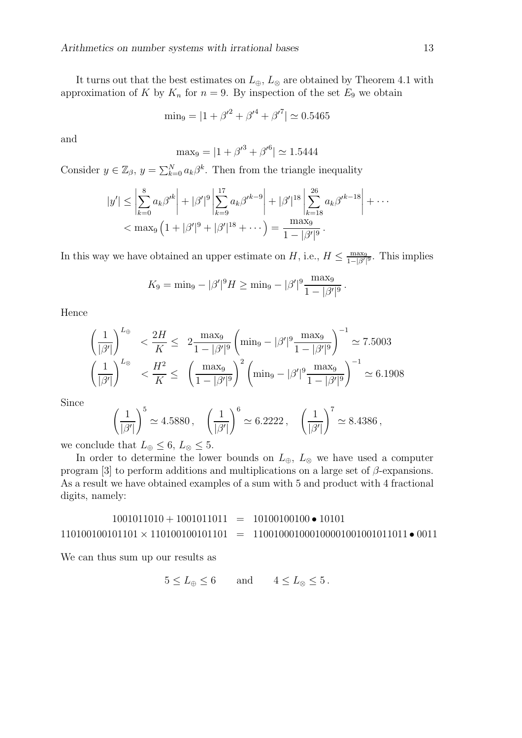It turns out that the best estimates on $L_\oplus$, $L_\otimes$ are obtained by Theorem 4.1 with approximation of $K$ by $K_n$ for $n = 9$. By inspection of the set $E_9$ we obtain

$$\min{}_9 = |1 + {\beta'}^2 + {\beta'}^4 + {\beta'}^7| \simeq 0.5465$$

and

$$\max{}_9 = |1 + {\beta'}^3 + {\beta'}^6| \simeq 1.5444$$

Consider $y \in \mathbb{Z}_\beta$, $y = \sum_{k=0}^{N} a_k \beta^k$. Then from the triangle inequality

$$\begin{aligned}
|y'| &\leq \left| \sum_{k=0}^{8} a_k {\beta'}^k \right| + |\beta'|^9 \left| \sum_{k=9}^{17} a_k {\beta'}^{k-9} \right| + |\beta'|^{18} \left| \sum_{k=18}^{26} a_k {\beta'}^{k-18} \right| + \cdots \\
&< \max{}_9 \left( 1 + |\beta'|^9 + |\beta'|^{18} + \cdots \right) = \frac{\max_9}{1 - |\beta'|^9}.
\end{aligned}$$

In this way we have obtained an upper estimate on $H$, i.e., $H \leq \frac{\max_9}{1-|\beta'|^9}$. This implies

$$K_9 = \min{}_9 - |\beta'|^9 H \geq \min{}_9 - |\beta'|^9 \frac{\max_9}{1 - |\beta'|^9}.$$

Hence

$$\begin{aligned}
\left( \frac{1}{|\beta'|} \right)^{L_\oplus} &< \frac{2H}{K} \leq \; 2 \frac{\max_9}{1 - |\beta'|^9} \left( \min{}_9 - |\beta'|^9 \frac{\max_9}{1 - |\beta'|^9} \right)^{-1} \simeq 7.5003 \\
\left( \frac{1}{|\beta'|} \right)^{L_\otimes} &< \frac{H^2}{K} \leq \; \left( \frac{\max_9}{1 - |\beta'|^9} \right)^2 \left( \min{}_9 - |\beta'|^9 \frac{\max_9}{1 - |\beta'|^9} \right)^{-1} \simeq 6.1908
\end{aligned}$$

Since

$$\left( \frac{1}{|\beta'|} \right)^5 \simeq 4.5880, \quad \left( \frac{1}{|\beta'|} \right)^6 \simeq 6.2222, \quad \left( \frac{1}{|\beta'|} \right)^7 \simeq 8.4386,$$

we conclude that $L_\oplus \leq 6$, $L_\otimes \leq 5$.

In order to determine the lower bounds on $L_\oplus$, $L_\otimes$ we have used a computer program [3] to perform additions and multiplications on a large set of $\beta$-expansions. As a result we have obtained examples of a sum with 5 and product with 4 fractional digits, namely:

$$\begin{aligned}
1001011010 + 1001011011 &= 10100100100 \bullet 10101 \\
110100100101101 \times 110100100101101 &= 1100100010001000010010010110 11 \bullet 0011
\end{aligned}$$

We can thus sum up our results as

$$5 \leq L_\oplus \leq 6 \qquad \text{and} \qquad 4 \leq L_\otimes \leq 5.$$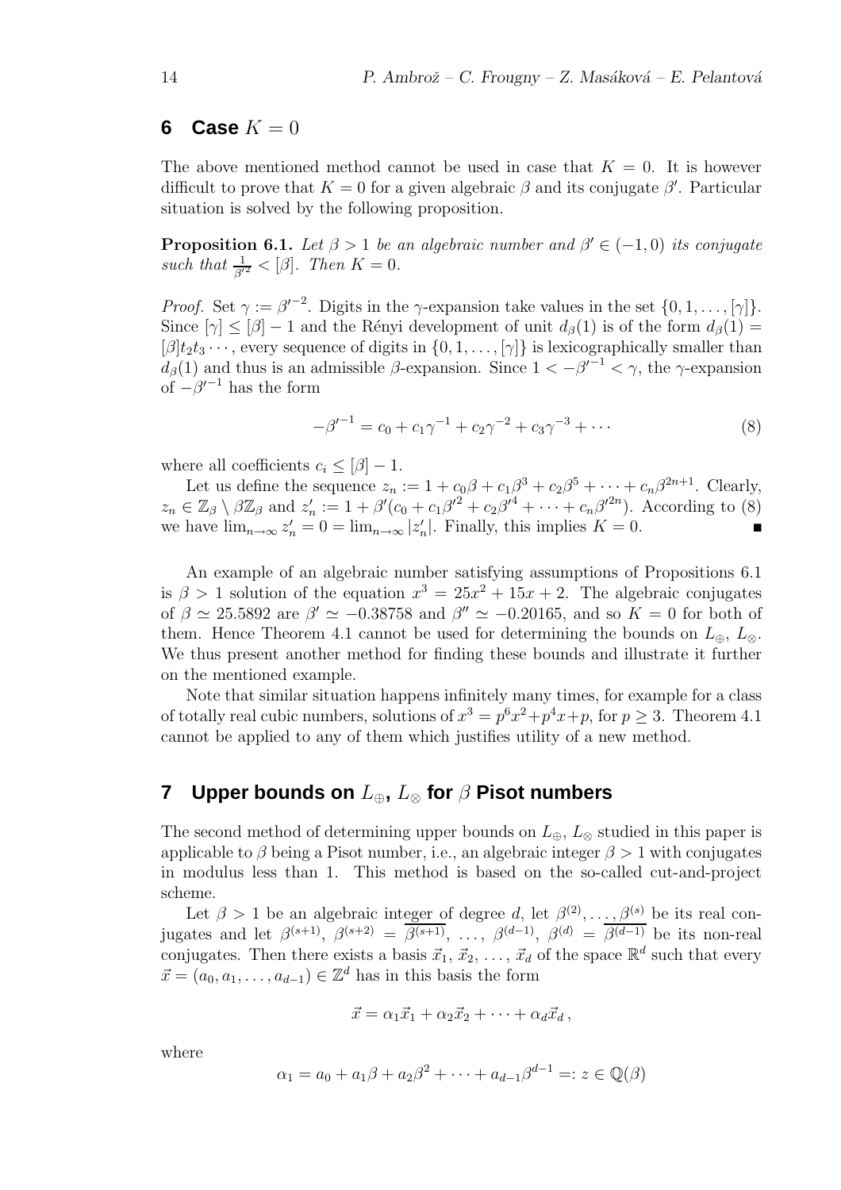## 6 Case $K = 0$

The above mentioned method cannot be used in case that $K = 0$. It is however difficult to prove that $K = 0$ for a given algebraic $\beta$ and its conjugate $\beta'$. Particular situation is solved by the following proposition.

**Proposition 6.1.** *Let $\beta > 1$ be an algebraic number and $\beta' \in (-1, 0)$ its conjugate such that $\frac{1}{\beta'^2} < [\beta]$. Then $K = 0$.*

*Proof.* Set $\gamma := \beta'^{-2}$. Digits in the $\gamma$-expansion take values in the set $\{0, 1, \ldots, [\gamma]\}$. Since $[\gamma] \leq [\beta] - 1$ and the Rényi development of unit $d_\beta(1)$ is of the form $d_\beta(1) = [\beta] t_2 t_3 \cdots$, every sequence of digits in $\{0, 1, \ldots, [\gamma]\}$ is lexicographically smaller than $d_\beta(1)$ and thus is an admissible $\beta$-expansion. Since $1 < -\beta'^{-1} < \gamma$, the $\gamma$-expansion of $-\beta'^{-1}$ has the form

$$-\beta'^{-1} = c_0 + c_1\gamma^{-1} + c_2\gamma^{-2} + c_3\gamma^{-3} + \cdots \tag{8}$$

where all coefficients $c_i \leq [\beta] - 1$.

Let us define the sequence $z_n := 1 + c_0\beta + c_1\beta^3 + c_2\beta^5 + \cdots + c_n\beta^{2n+1}$. Clearly, $z_n \in \mathbb{Z}_\beta \setminus \beta\mathbb{Z}_\beta$ and $z_n' := 1 + \beta'(c_0 + c_1\beta'^2 + c_2\beta'^4 + \cdots + c_n\beta'^{2n})$. According to (8) we have $\lim_{n\to\infty} z_n' = 0 = \lim_{n\to\infty} |z_n'|$. Finally, this implies $K = 0$. ∎

An example of an algebraic number satisfying assumptions of Propositions 6.1 is $\beta > 1$ solution of the equation $x^3 = 25x^2 + 15x + 2$. The algebraic conjugates of $\beta \simeq 25.5892$ are $\beta' \simeq -0.38758$ and $\beta'' \simeq -0.20165$, and so $K = 0$ for both of them. Hence Theorem 4.1 cannot be used for determining the bounds on $L_\oplus$, $L_\otimes$. We thus present another method for finding these bounds and illustrate it further on the mentioned example.

Note that similar situation happens infinitely many times, for example for a class of totally real cubic numbers, solutions of $x^3 = p^6x^2 + p^4x + p$, for $p \geq 3$. Theorem 4.1 cannot be applied to any of them which justifies utility of a new method.

## 7 Upper bounds on $L_\oplus$, $L_\otimes$ for $\beta$ Pisot numbers

The second method of determining upper bounds on $L_\oplus$, $L_\otimes$ studied in this paper is applicable to $\beta$ being a Pisot number, i.e., an algebraic integer $\beta > 1$ with conjugates in modulus less than 1. This method is based on the so-called cut-and-project scheme.

Let $\beta > 1$ be an algebraic integer of degree $d$, let $\beta^{(2)}, \ldots, \beta^{(s)}$ be its real conjugates and let $\beta^{(s+1)}$, $\beta^{(s+2)} = \overline{\beta^{(s+1)}}$, $\ldots$, $\beta^{(d-1)}$, $\beta^{(d)} = \overline{\beta^{(d-1)}}$ be its non-real conjugates. Then there exists a basis $\vec{x}_1, \vec{x}_2, \ldots, \vec{x}_d$ of the space $\mathbb{R}^d$ such that every $\vec{x} = (a_0, a_1, \ldots, a_{d-1}) \in \mathbb{Z}^d$ has in this basis the form

$$\vec{x} = \alpha_1\vec{x}_1 + \alpha_2\vec{x}_2 + \cdots + \alpha_d\vec{x}_d\,,$$

where

$$\alpha_1 = a_0 + a_1\beta + a_2\beta^2 + \cdots + a_{d-1}\beta^{d-1} =: z \in \mathbb{Q}(\beta)$$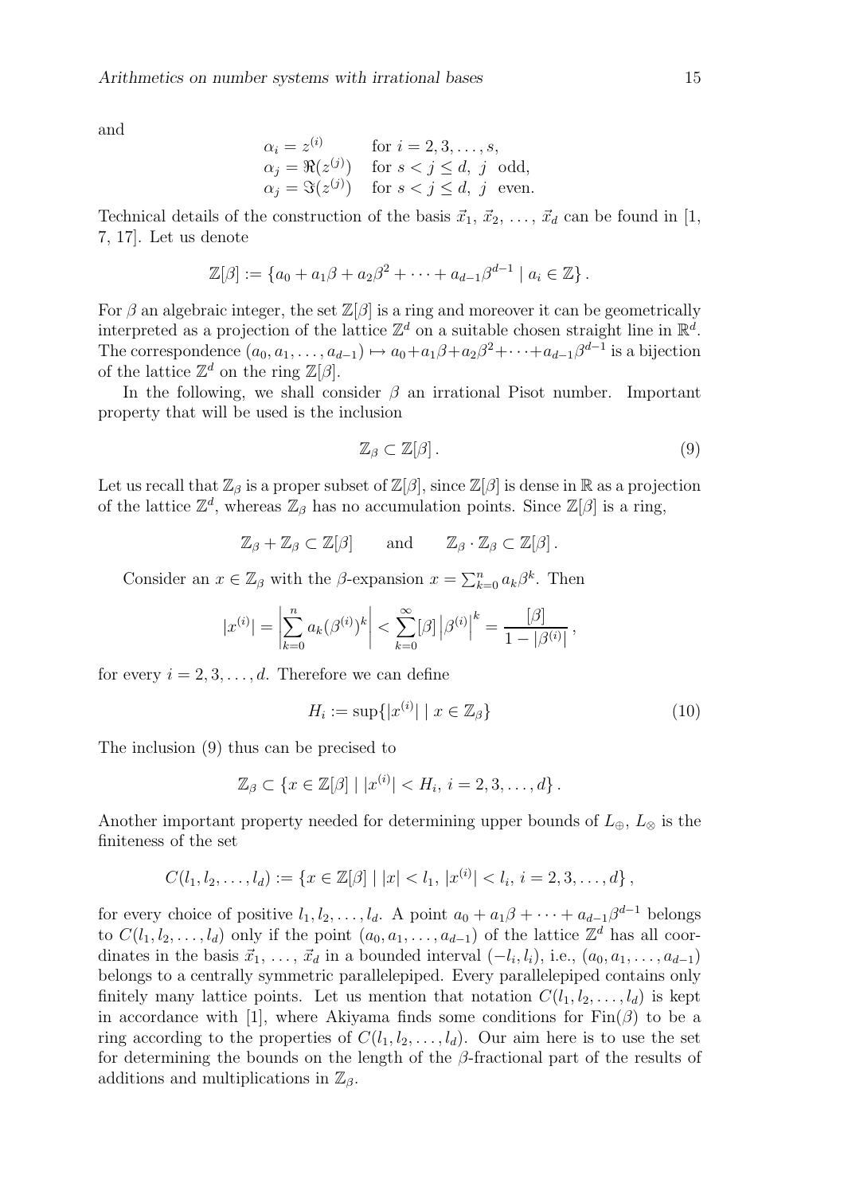and

$$
\begin{array}{ll}
\alpha_i = z^{(i)} & \text{for } i = 2, 3, \ldots, s, \\
\alpha_j = \Re(z^{(j)}) & \text{for } s < j \le d, \ j \ \text{odd}, \\
\alpha_j = \Im(z^{(j)}) & \text{for } s < j \le d, \ j \ \text{even}.
\end{array}
$$

Technical details of the construction of the basis $\vec{x}_1, \vec{x}_2, \ldots, \vec{x}_d$ can be found in [1, 7, 17]. Let us denote

$$
\mathbb{Z}[\beta] := \{a_0 + a_1\beta + a_2\beta^2 + \cdots + a_{d-1}\beta^{d-1} \mid a_i \in \mathbb{Z}\}.
$$

For $\beta$ an algebraic integer, the set $\mathbb{Z}[\beta]$ is a ring and moreover it can be geometrically interpreted as a projection of the lattice $\mathbb{Z}^d$ on a suitable chosen straight line in $\mathbb{R}^d$. The correspondence $(a_0, a_1, \ldots, a_{d-1}) \mapsto a_0 + a_1\beta + a_2\beta^2 + \cdots + a_{d-1}\beta^{d-1}$ is a bijection of the lattice $\mathbb{Z}^d$ on the ring $\mathbb{Z}[\beta]$.

In the following, we shall consider $\beta$ an irrational Pisot number. Important property that will be used is the inclusion

$$
\mathbb{Z}_\beta \subset \mathbb{Z}[\beta]. \tag{9}
$$

Let us recall that $\mathbb{Z}_\beta$ is a proper subset of $\mathbb{Z}[\beta]$, since $\mathbb{Z}[\beta]$ is dense in $\mathbb{R}$ as a projection of the lattice $\mathbb{Z}^d$, whereas $\mathbb{Z}_\beta$ has no accumulation points. Since $\mathbb{Z}[\beta]$ is a ring,

$$
\mathbb{Z}_\beta + \mathbb{Z}_\beta \subset \mathbb{Z}[\beta] \qquad \text{and} \qquad \mathbb{Z}_\beta \cdot \mathbb{Z}_\beta \subset \mathbb{Z}[\beta].
$$

Consider an $x \in \mathbb{Z}_\beta$ with the $\beta$-expansion $x = \sum_{k=0}^{n} a_k \beta^k$. Then

$$
|x^{(i)}| = \left| \sum_{k=0}^{n} a_k (\beta^{(i)})^k \right| < \sum_{k=0}^{\infty} [\beta] \left|\beta^{(i)}\right|^k = \frac{[\beta]}{1 - |\beta^{(i)}|},
$$

for every $i = 2, 3, \ldots, d$. Therefore we can define

$$
H_i := \sup\{|x^{(i)}| \mid x \in \mathbb{Z}_\beta\} \tag{10}
$$

The inclusion (9) thus can be precised to

$$
\mathbb{Z}_\beta \subset \{x \in \mathbb{Z}[\beta] \mid |x^{(i)}| < H_i, \ i = 2, 3, \ldots, d\}.
$$

Another important property needed for determining upper bounds of $L_\oplus$, $L_\otimes$ is the finiteness of the set

$$
C(l_1, l_2, \ldots, l_d) := \{x \in \mathbb{Z}[\beta] \mid |x| < l_1, \ |x^{(i)}| < l_i, \ i = 2, 3, \ldots, d\},
$$

for every choice of positive $l_1, l_2, \ldots, l_d$. A point $a_0 + a_1\beta + \cdots + a_{d-1}\beta^{d-1}$ belongs to $C(l_1, l_2, \ldots, l_d)$ only if the point $(a_0, a_1, \ldots, a_{d-1})$ of the lattice $\mathbb{Z}^d$ has all coordinates in the basis $\vec{x}_1, \ldots, \vec{x}_d$ in a bounded interval $(-l_i, l_i)$, i.e., $(a_0, a_1, \ldots, a_{d-1})$ belongs to a centrally symmetric parallelepiped. Every parallelepiped contains only finitely many lattice points. Let us mention that notation $C(l_1, l_2, \ldots, l_d)$ is kept in accordance with [1], where Akiyama finds some conditions for $\mathrm{Fin}(\beta)$ to be a ring according to the properties of $C(l_1, l_2, \ldots, l_d)$. Our aim here is to use the set for determining the bounds on the length of the $\beta$-fractional part of the results of additions and multiplications in $\mathbb{Z}_\beta$.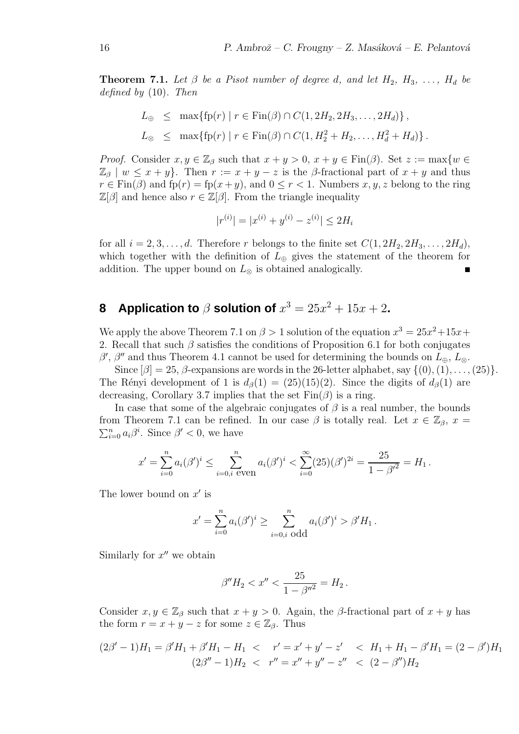**Theorem 7.1.** *Let $\beta$ be a Pisot number of degree $d$, and let $H_2, H_3, \ldots, H_d$ be defined by* (10). *Then*

$$
\begin{aligned}
L_\oplus &\le \max\{\mathrm{fp}(r) \mid r \in \mathrm{Fin}(\beta) \cap C(1, 2H_2, 2H_3, \ldots, 2H_d)\}, \\
L_\otimes &\le \max\{\mathrm{fp}(r) \mid r \in \mathrm{Fin}(\beta) \cap C(1, H_2^2 + H_2, \ldots, H_d^2 + H_d)\}.
\end{aligned}
$$

*Proof.* Consider $x, y \in \mathbb{Z}_\beta$ such that $x + y > 0$, $x + y \in \mathrm{Fin}(\beta)$. Set $z := \max\{w \in \mathbb{Z}_\beta \mid w \le x + y\}$. Then $r := x + y - z$ is the $\beta$-fractional part of $x + y$ and thus $r \in \mathrm{Fin}(\beta)$ and $\mathrm{fp}(r) = \mathrm{fp}(x + y)$, and $0 \le r < 1$. Numbers $x, y, z$ belong to the ring $\mathbb{Z}[\beta]$ and hence also $r \in \mathbb{Z}[\beta]$. From the triangle inequality

$$
|r^{(i)}| = |x^{(i)} + y^{(i)} - z^{(i)}| \le 2H_i
$$

for all $i = 2, 3, \ldots, d$. Therefore $r$ belongs to the finite set $C(1, 2H_2, 2H_3, \ldots, 2H_d)$, which together with the definition of $L_\oplus$ gives the statement of the theorem for addition. The upper bound on $L_\otimes$ is obtained analogically. ∎

## 8 Application to $\beta$ solution of $x^3 = 25x^2 + 15x + 2$.

We apply the above Theorem 7.1 on $\beta > 1$ solution of the equation $x^3 = 25x^2 + 15x + 2$. Recall that such $\beta$ satisfies the conditions of Proposition 6.1 for both conjugates $\beta'$, $\beta''$ and thus Theorem 4.1 cannot be used for determining the bounds on $L_\oplus$, $L_\otimes$.

Since $[\beta] = 25$, $\beta$-expansions are words in the 26-letter alphabet, say $\{(0), (1), \ldots, (25)\}$. The Rényi development of 1 is $d_\beta(1) = (25)(15)(2)$. Since the digits of $d_\beta(1)$ are decreasing, Corollary 3.7 implies that the set $\mathrm{Fin}(\beta)$ is a ring.

In case that some of the algebraic conjugates of $\beta$ is a real number, the bounds from Theorem 7.1 can be refined. In our case $\beta$ is totally real. Let $x \in \mathbb{Z}_\beta$, $x = \sum_{i=0}^n a_i \beta^i$. Since $\beta' < 0$, we have

$$
x' = \sum_{i=0}^n a_i (\beta')^i \le \sum_{i=0, i \text{ even}}^n a_i (\beta')^i < \sum_{i=0}^\infty (25)(\beta')^{2i} = \frac{25}{1 - {\beta'}^2} = H_1 .
$$

The lower bound on $x'$ is

$$
x' = \sum_{i=0}^n a_i (\beta')^i \ge \sum_{i=0, i \text{ odd}}^n a_i (\beta')^i > \beta' H_1 .
$$

Similarly for $x''$ we obtain

$$
\beta'' H_2 < x'' < \frac{25}{1 - {\beta''}^2} = H_2 .
$$

Consider $x, y \in \mathbb{Z}_\beta$ such that $x + y > 0$. Again, the $\beta$-fractional part of $x + y$ has the form $r = x + y - z$ for some $z \in \mathbb{Z}_\beta$. Thus

$$
\begin{aligned}
(2\beta' - 1)H_1 = \beta' H_1 + \beta' H_1 - H_1 \ <\ \ r' = x' + y' - z' \ &<\ H_1 + H_1 - \beta' H_1 = (2 - \beta')H_1 \\
(2\beta'' - 1)H_2 \ <\ \ r'' = x'' + y'' - z'' \ &<\ (2 - \beta'')H_2
\end{aligned}
$$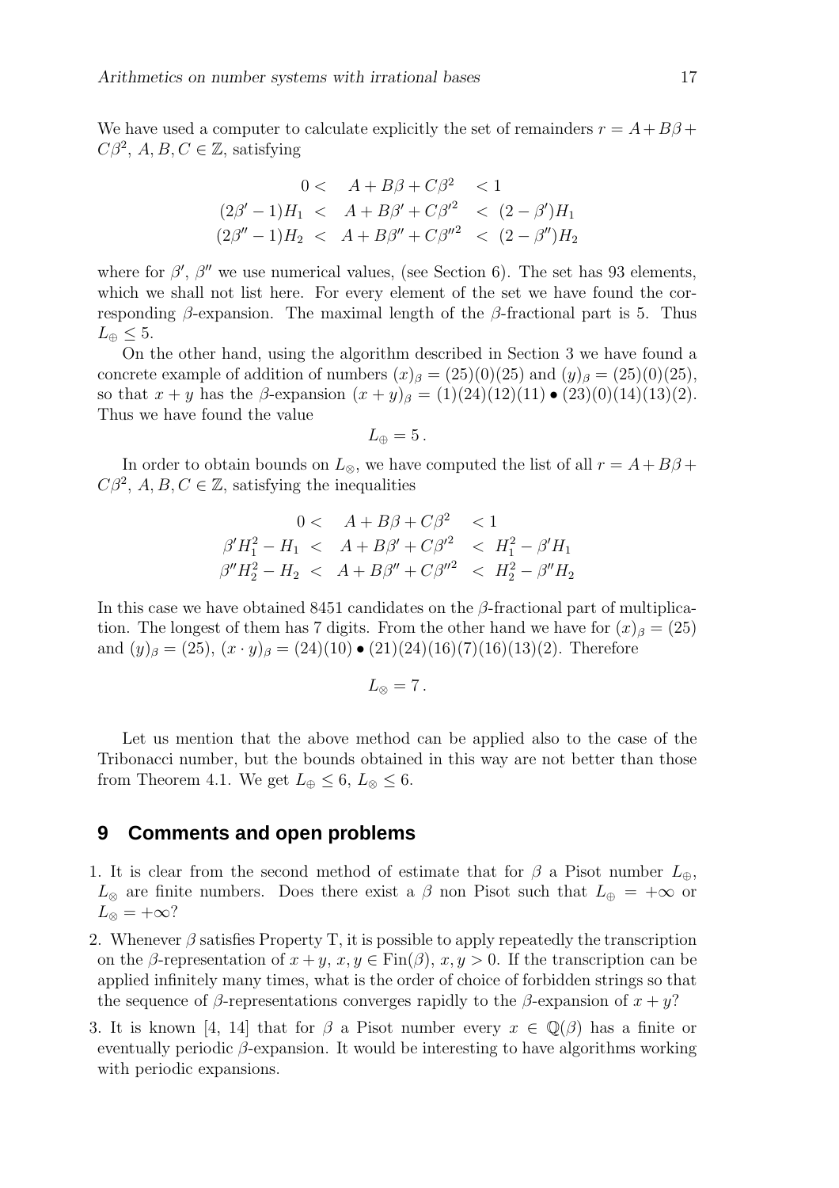We have used a computer to calculate explicitly the set of remainders $r = A + B\beta + C\beta^2$, $A, B, C \in \mathbb{Z}$, satisfying

$$
\begin{array}{rcl}
0 < & A + B\beta + C\beta^2 & < 1 \\
(2\beta' - 1)H_1 < & A + B\beta' + C\beta'^2 & < (2 - \beta')H_1 \\
(2\beta'' - 1)H_2 < & A + B\beta'' + C\beta''^2 & < (2 - \beta'')H_2
\end{array}
$$

where for $\beta'$, $\beta''$ we use numerical values, (see Section 6). The set has 93 elements, which we shall not list here. For every element of the set we have found the corresponding $\beta$-expansion. The maximal length of the $\beta$-fractional part is 5. Thus $L_\oplus \leq 5$.

On the other hand, using the algorithm described in Section 3 we have found a concrete example of addition of numbers $(x)_\beta = (25)(0)(25)$ and $(y)_\beta = (25)(0)(25)$, so that $x + y$ has the $\beta$-expansion $(x + y)_\beta = (1)(24)(12)(11) \bullet (23)(0)(14)(13)(2)$. Thus we have found the value

$$L_\oplus = 5\,.$$

In order to obtain bounds on $L_\otimes$, we have computed the list of all $r = A + B\beta + C\beta^2$, $A, B, C \in \mathbb{Z}$, satisfying the inequalities

$$
\begin{array}{rcl}
0 < & A + B\beta + C\beta^2 & < 1 \\
\beta' H_1^2 - H_1 < & A + B\beta' + C\beta'^2 & < H_1^2 - \beta' H_1 \\
\beta'' H_2^2 - H_2 < & A + B\beta'' + C\beta''^2 & < H_2^2 - \beta'' H_2
\end{array}
$$

In this case we have obtained 8451 candidates on the $\beta$-fractional part of multiplication. The longest of them has 7 digits. From the other hand we have for $(x)_\beta = (25)$ and $(y)_\beta = (25)$, $(x \cdot y)_\beta = (24)(10) \bullet (21)(24)(16)(7)(16)(13)(2)$. Therefore

$$L_\otimes = 7\,.$$

Let us mention that the above method can be applied also to the case of the Tribonacci number, but the bounds obtained in this way are not better than those from Theorem 4.1. We get $L_\oplus \leq 6$, $L_\otimes \leq 6$.

## 9 Comments and open problems

1. It is clear from the second method of estimate that for $\beta$ a Pisot number $L_\oplus$, $L_\otimes$ are finite numbers. Does there exist a $\beta$ non Pisot such that $L_\oplus = +\infty$ or $L_\otimes = +\infty$?

2. Whenever $\beta$ satisfies Property T, it is possible to apply repeatedly the transcription on the $\beta$-representation of $x + y$, $x, y \in \mathrm{Fin}(\beta)$, $x, y > 0$. If the transcription can be applied infinitely many times, what is the order of choice of forbidden strings so that the sequence of $\beta$-representations converges rapidly to the $\beta$-expansion of $x + y$?

3. It is known [4, 14] that for $\beta$ a Pisot number every $x \in \mathbb{Q}(\beta)$ has a finite or eventually periodic $\beta$-expansion. It would be interesting to have algorithms working with periodic expansions.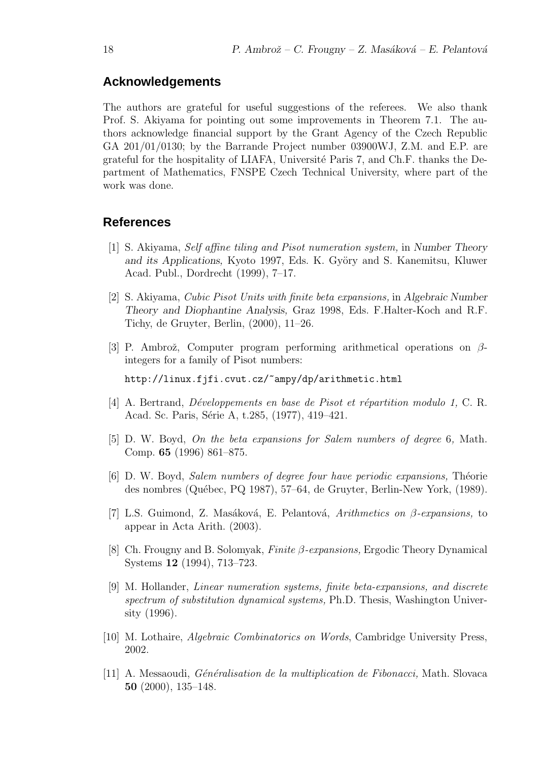## Acknowledgements

The authors are grateful for useful suggestions of the referees. We also thank Prof. S. Akiyama for pointing out some improvements in Theorem 7.1. The authors acknowledge financial support by the Grant Agency of the Czech Republic GA 201/01/0130; by the Barrande Project number 03900WJ, Z.M. and E.P. are grateful for the hospitality of LIAFA, Université Paris 7, and Ch.F. thanks the Department of Mathematics, FNSPE Czech Technical University, where part of the work was done.

## References

[1] S. Akiyama, *Self affine tiling and Pisot numeration system,* in Number Theory and its Applications, Kyoto 1997, Eds. K. Györy and S. Kanemitsu, Kluwer Acad. Publ., Dordrecht (1999), 7–17.

[2] S. Akiyama, *Cubic Pisot Units with finite beta expansions,* in Algebraic Number Theory and Diophantine Analysis, Graz 1998, Eds. F.Halter-Koch and R.F. Tichy, de Gruyter, Berlin, (2000), 11–26.

[3] P. Ambrož, Computer program performing arithmetical operations on $\beta$-integers for a family of Pisot numbers:

http://linux.fjfi.cvut.cz/~ampy/dp/arithmetic.html

[4] A. Bertrand, *Développements en base de Pisot et répartition modulo 1,* C. R. Acad. Sc. Paris, Série A, t.285, (1977), 419–421.

[5] D. W. Boyd, *On the beta expansions for Salem numbers of degree* 6, Math. Comp. **65** (1996) 861–875.

[6] D. W. Boyd, *Salem numbers of degree four have periodic expansions,* Théorie des nombres (Québec, PQ 1987), 57–64, de Gruyter, Berlin-New York, (1989).

[7] L.S. Guimond, Z. Masáková, E. Pelantová, *Arithmetics on $\beta$-expansions,* to appear in Acta Arith. (2003).

[8] Ch. Frougny and B. Solomyak, *Finite $\beta$-expansions,* Ergodic Theory Dynamical Systems **12** (1994), 713–723.

[9] M. Hollander, *Linear numeration systems, finite beta-expansions, and discrete spectrum of substitution dynamical systems,* Ph.D. Thesis, Washington University (1996).

[10] M. Lothaire, *Algebraic Combinatorics on Words*, Cambridge University Press, 2002.

[11] A. Messaoudi, *Généralisation de la multiplication de Fibonacci,* Math. Slovaca **50** (2000), 135–148.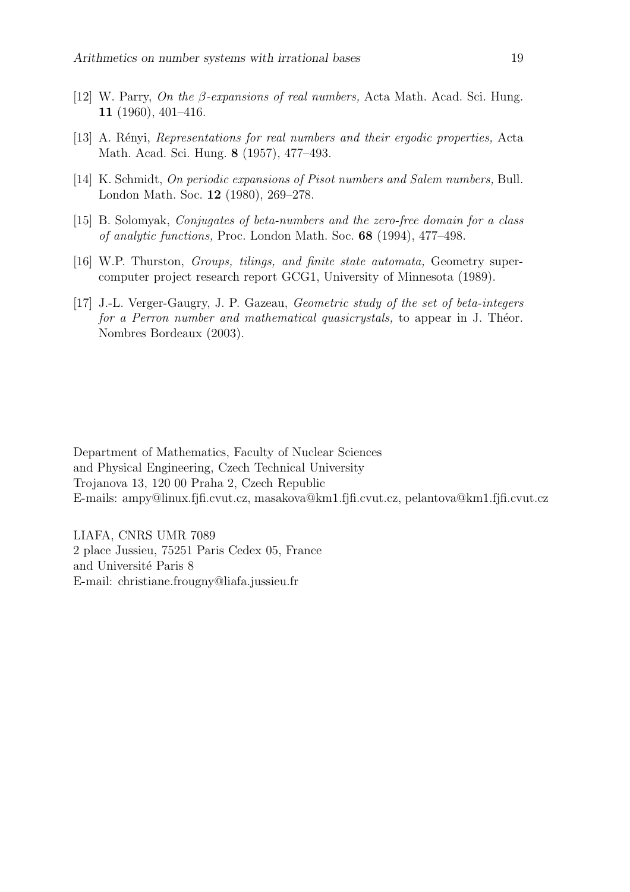[12] W. Parry, *On the $\beta$-expansions of real numbers,* Acta Math. Acad. Sci. Hung. **11** (1960), 401–416.

[13] A. Rényi, *Representations for real numbers and their ergodic properties,* Acta Math. Acad. Sci. Hung. **8** (1957), 477–493.

[14] K. Schmidt, *On periodic expansions of Pisot numbers and Salem numbers,* Bull. London Math. Soc. **12** (1980), 269–278.

[15] B. Solomyak, *Conjugates of beta-numbers and the zero-free domain for a class of analytic functions,* Proc. London Math. Soc. **68** (1994), 477–498.

[16] W.P. Thurston, *Groups, tilings, and finite state automata,* Geometry supercomputer project research report GCG1, University of Minnesota (1989).

[17] J.-L. Verger-Gaugry, J. P. Gazeau, *Geometric study of the set of beta-integers for a Perron number and mathematical quasicrystals,* to appear in J. Théor. Nombres Bordeaux (2003).

Department of Mathematics, Faculty of Nuclear Sciences
and Physical Engineering, Czech Technical University
Trojanova 13, 120 00 Praha 2, Czech Republic
E-mails: ampy@linux.fjfi.cvut.cz, masakova@km1.fjfi.cvut.cz, pelantova@km1.fjfi.cvut.cz

LIAFA, CNRS UMR 7089
2 place Jussieu, 75251 Paris Cedex 05, France
and Université Paris 8
E-mail: christiane.frougny@liafa.jussieu.fr